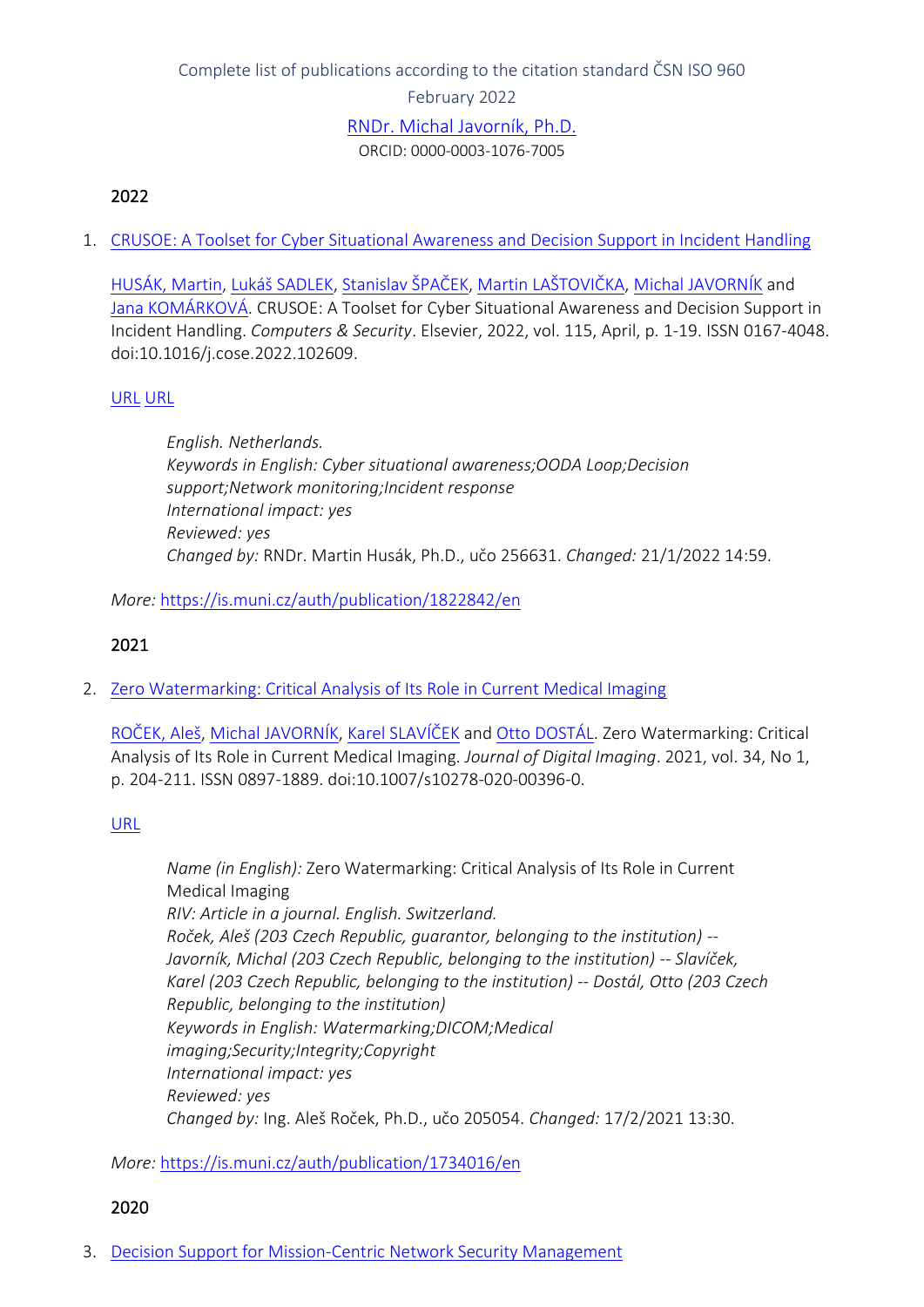Complete list of publications according to the citation standard ČSN ISO 960

February 2022

RNDr. Michal Javorník, Ph.D.

ORCID: 0000-0003-1076-7005

## 2022

1. CRUSOE: A Toolset for Cyber Situational Awareness and Decision Support in Incident Handling

   HUSÁK, Martin, Lukáš SADLEK, Stanislav ŠPAČEK, Martin LAŠTOVIČKA, Michal JAVORNÍK and Jana KOMÁRKOVÁ. CRUSOE: A Toolset for Cyber Situational Awareness and Decision Support in Incident Handling. *Computers & Security*. Elsevier, 2022, vol. 115, April, p. 1-19. ISSN 0167-4048. doi:10.1016/j.cose.2022.102609.

   URL URL

   > *English. Netherlands.*
   > *Keywords in English: Cyber situational awareness;OODA Loop;Decision support;Network monitoring;Incident response*
   > *International impact: yes*
   > *Reviewed: yes*
   > *Changed by:* RNDr. Martin Husák, Ph.D., učo 256631. *Changed:* 21/1/2022 14:59.

   *More:* https://is.muni.cz/auth/publication/1822842/en

## 2021

2. Zero Watermarking: Critical Analysis of Its Role in Current Medical Imaging

   ROČEK, Aleš, Michal JAVORNÍK, Karel SLAVÍČEK and Otto DOSTÁL. Zero Watermarking: Critical Analysis of Its Role in Current Medical Imaging. *Journal of Digital Imaging*. 2021, vol. 34, No 1, p. 204-211. ISSN 0897-1889. doi:10.1007/s10278-020-00396-0.

   URL

   > *Name (in English):* Zero Watermarking: Critical Analysis of Its Role in Current Medical Imaging
   > *RIV: Article in a journal. English. Switzerland.*
   > *Roček, Aleš (203 Czech Republic, guarantor, belonging to the institution) -- Javorník, Michal (203 Czech Republic, belonging to the institution) -- Slavíček, Karel (203 Czech Republic, belonging to the institution) -- Dostál, Otto (203 Czech Republic, belonging to the institution)*
   > *Keywords in English: Watermarking;DICOM;Medical imaging;Security;Integrity;Copyright*
   > *International impact: yes*
   > *Reviewed: yes*
   > *Changed by:* Ing. Aleš Roček, Ph.D., učo 205054. *Changed:* 17/2/2021 13:30.

   *More:* https://is.muni.cz/auth/publication/1734016/en

## 2020

3. Decision Support for Mission-Centric Network Security Management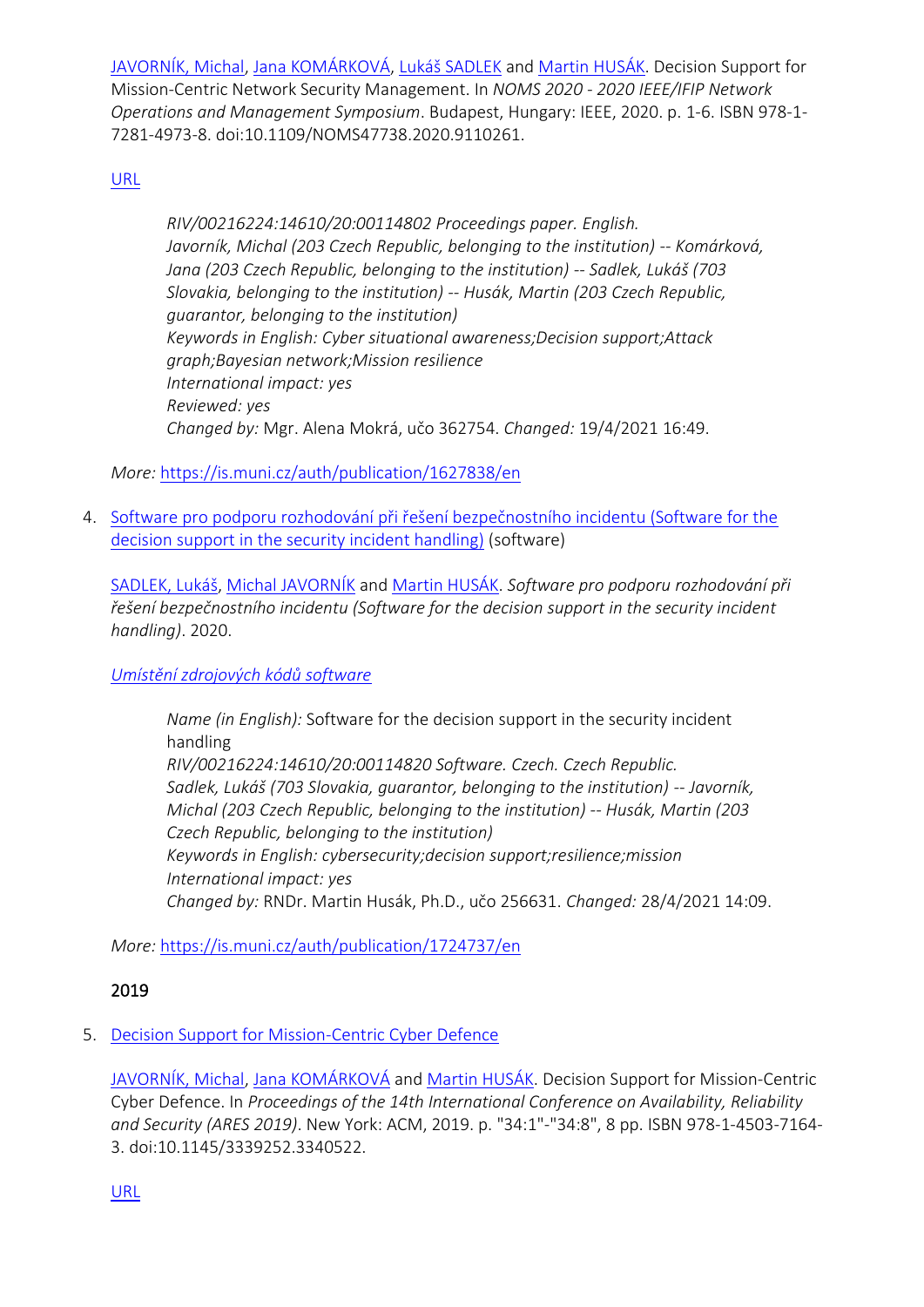JAVORNÍK, Michal, Jana KOMÁRKOVÁ, Lukáš SADLEK and Martin HUSÁK. Decision Support for Mission-Centric Network Security Management. In *NOMS 2020 - 2020 IEEE/IFIP Network Operations and Management Symposium*. Budapest, Hungary: IEEE, 2020. p. 1-6. ISBN 978-1-7281-4973-8. doi:10.1109/NOMS47738.2020.9110261.

URL

> *RIV/00216224:14610/20:00114802 Proceedings paper. English.*
> *Javorník, Michal (203 Czech Republic, belonging to the institution) -- Komárková, Jana (203 Czech Republic, belonging to the institution) -- Sadlek, Lukáš (703 Slovakia, belonging to the institution) -- Husák, Martin (203 Czech Republic, guarantor, belonging to the institution)*
> *Keywords in English: Cyber situational awareness;Decision support;Attack graph;Bayesian network;Mission resilience*
> *International impact: yes*
> *Reviewed: yes*
> *Changed by:* Mgr. Alena Mokrá, učo 362754. *Changed:* 19/4/2021 16:49.

*More:* https://is.muni.cz/auth/publication/1627838/en

4. Software pro podporu rozhodování při řešení bezpečnostního incidentu (Software for the decision support in the security incident handling) (software)

   SADLEK, Lukáš, Michal JAVORNÍK and Martin HUSÁK. *Software pro podporu rozhodování při řešení bezpečnostního incidentu (Software for the decision support in the security incident handling)*. 2020.

   *Umístění zdrojových kódů software*

   > *Name (in English):* Software for the decision support in the security incident handling
   > *RIV/00216224:14610/20:00114820 Software. Czech. Czech Republic.*
   > *Sadlek, Lukáš (703 Slovakia, guarantor, belonging to the institution) -- Javorník, Michal (203 Czech Republic, belonging to the institution) -- Husák, Martin (203 Czech Republic, belonging to the institution)*
   > *Keywords in English: cybersecurity;decision support;resilience;mission*
   > *International impact: yes*
   > *Changed by:* RNDr. Martin Husák, Ph.D., učo 256631. *Changed:* 28/4/2021 14:09.

   *More:* https://is.muni.cz/auth/publication/1724737/en

## 2019

5. Decision Support for Mission-Centric Cyber Defence

   JAVORNÍK, Michal, Jana KOMÁRKOVÁ and Martin HUSÁK. Decision Support for Mission-Centric Cyber Defence. In *Proceedings of the 14th International Conference on Availability, Reliability and Security (ARES 2019)*. New York: ACM, 2019. p. "34:1"-"34:8", 8 pp. ISBN 978-1-4503-7164-3. doi:10.1145/3339252.3340522.

   URL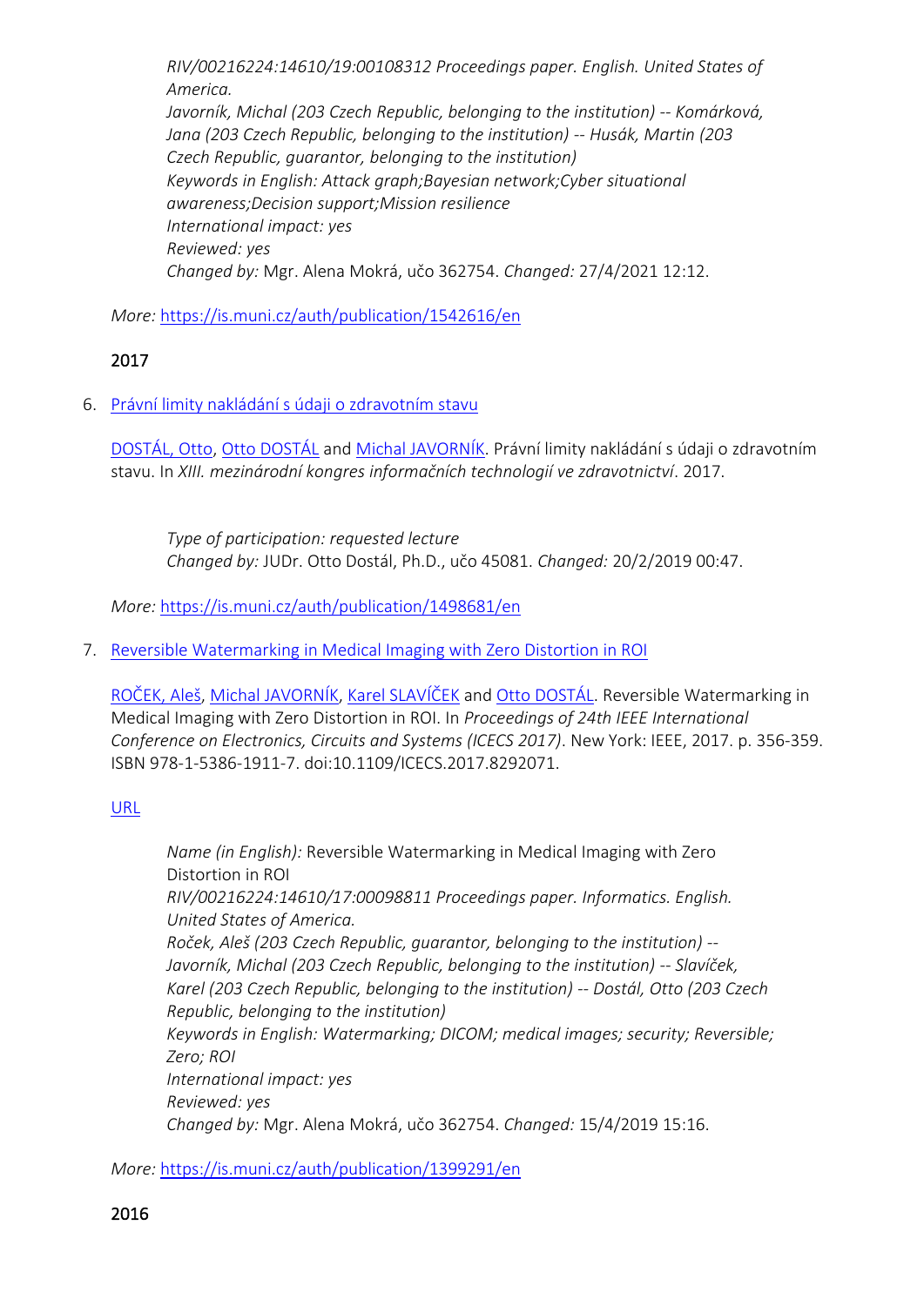*RIV/00216224:14610/19:00108312 Proceedings paper. English. United States of America.*
*Javorník, Michal (203 Czech Republic, belonging to the institution) -- Komárková, Jana (203 Czech Republic, belonging to the institution) -- Husák, Martin (203 Czech Republic, guarantor, belonging to the institution)*
*Keywords in English: Attack graph;Bayesian network;Cyber situational awareness;Decision support;Mission resilience*
*International impact: yes*
*Reviewed: yes*
*Changed by:* Mgr. Alena Mokrá, učo 362754. *Changed:* 27/4/2021 12:12.

*More:* https://is.muni.cz/auth/publication/1542616/en

## 2017

6. Právní limity nakládání s údaji o zdravotním stavu

   DOSTÁL, Otto, Otto DOSTÁL and Michal JAVORNÍK. Právní limity nakládání s údaji o zdravotním stavu. In *XIII. mezinárodní kongres informačních technologií ve zdravotnictví*. 2017.

   *Type of participation: requested lecture*
   *Changed by:* JUDr. Otto Dostál, Ph.D., učo 45081. *Changed:* 20/2/2019 00:47.

   *More:* https://is.muni.cz/auth/publication/1498681/en

7. Reversible Watermarking in Medical Imaging with Zero Distortion in ROI

   ROČEK, Aleš, Michal JAVORNÍK, Karel SLAVÍČEK and Otto DOSTÁL. Reversible Watermarking in Medical Imaging with Zero Distortion in ROI. In *Proceedings of 24th IEEE International Conference on Electronics, Circuits and Systems (ICECS 2017)*. New York: IEEE, 2017. p. 356-359. ISBN 978-1-5386-1911-7. doi:10.1109/ICECS.2017.8292071.

   URL

   *Name (in English):* Reversible Watermarking in Medical Imaging with Zero Distortion in ROI
   *RIV/00216224:14610/17:00098811 Proceedings paper. Informatics. English. United States of America.*
   *Roček, Aleš (203 Czech Republic, guarantor, belonging to the institution) -- Javorník, Michal (203 Czech Republic, belonging to the institution) -- Slavíček, Karel (203 Czech Republic, belonging to the institution) -- Dostál, Otto (203 Czech Republic, belonging to the institution)*
   *Keywords in English: Watermarking; DICOM; medical images; security; Reversible; Zero; ROI*
   *International impact: yes*
   *Reviewed: yes*
   *Changed by:* Mgr. Alena Mokrá, učo 362754. *Changed:* 15/4/2019 15:16.

   *More:* https://is.muni.cz/auth/publication/1399291/en

## 2016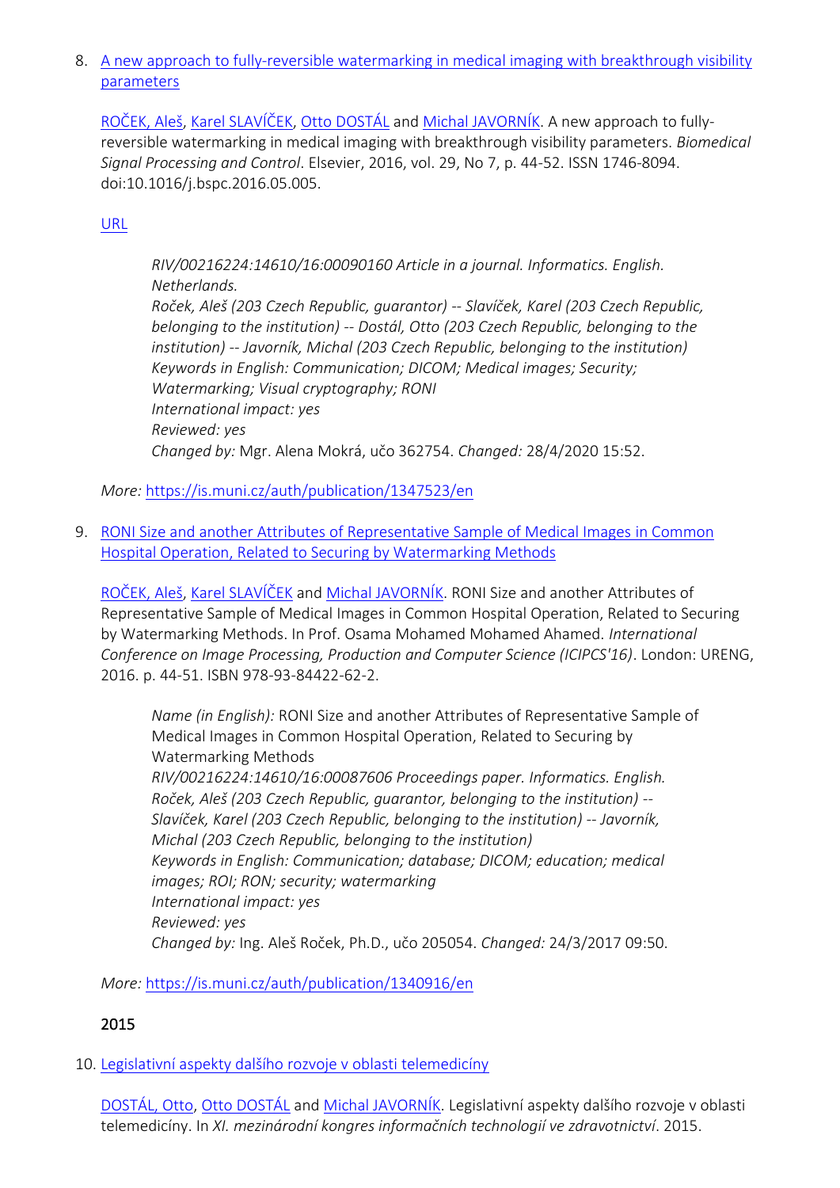8. [A new approach to fully-reversible watermarking in medical imaging with breakthrough visibility parameters]()

   [ROČEK, Aleš](), [Karel SLAVÍČEK](), [Otto DOSTÁL]() and [Michal JAVORNÍK](). A new approach to fully-reversible watermarking in medical imaging with breakthrough visibility parameters. *Biomedical Signal Processing and Control*. Elsevier, 2016, vol. 29, No 7, p. 44-52. ISSN 1746-8094. doi:10.1016/j.bspc.2016.05.005.

   [URL]()

   > *RIV/00216224:14610/16:00090160 Article in a journal. Informatics. English. Netherlands.*
   > *Roček, Aleš (203 Czech Republic, guarantor) -- Slavíček, Karel (203 Czech Republic, belonging to the institution) -- Dostál, Otto (203 Czech Republic, belonging to the institution) -- Javorník, Michal (203 Czech Republic, belonging to the institution)*
   > *Keywords in English: Communication; DICOM; Medical images; Security; Watermarking; Visual cryptography; RONI*
   > *International impact: yes*
   > *Reviewed: yes*
   > *Changed by:* Mgr. Alena Mokrá, učo 362754. *Changed:* 28/4/2020 15:52.

   *More:* https://is.muni.cz/auth/publication/1347523/en

9. [RONI Size and another Attributes of Representative Sample of Medical Images in Common Hospital Operation, Related to Securing by Watermarking Methods]()

   [ROČEK, Aleš](), [Karel SLAVÍČEK]() and [Michal JAVORNÍK](). RONI Size and another Attributes of Representative Sample of Medical Images in Common Hospital Operation, Related to Securing by Watermarking Methods. In Prof. Osama Mohamed Mohamed Ahamed. *International Conference on Image Processing, Production and Computer Science (ICIPCS'16)*. London: URENG, 2016. p. 44-51. ISBN 978-93-84422-62-2.

   > *Name (in English):* RONI Size and another Attributes of Representative Sample of Medical Images in Common Hospital Operation, Related to Securing by Watermarking Methods
   > *RIV/00216224:14610/16:00087606 Proceedings paper. Informatics. English.*
   > *Roček, Aleš (203 Czech Republic, guarantor, belonging to the institution) -- Slavíček, Karel (203 Czech Republic, belonging to the institution) -- Javorník, Michal (203 Czech Republic, belonging to the institution)*
   > *Keywords in English: Communication; database; DICOM; education; medical images; ROI; RON; security; watermarking*
   > *International impact: yes*
   > *Reviewed: yes*
   > *Changed by:* Ing. Aleš Roček, Ph.D., učo 205054. *Changed:* 24/3/2017 09:50.

   *More:* https://is.muni.cz/auth/publication/1340916/en

## 2015

10. [Legislativní aspekty dalšího rozvoje v oblasti telemedicíny]()

    [DOSTÁL, Otto](), [Otto DOSTÁL]() and [Michal JAVORNÍK](). Legislativní aspekty dalšího rozvoje v oblasti telemedicíny. In *XI. mezinárodní kongres informačních technologií ve zdravotnictví*. 2015.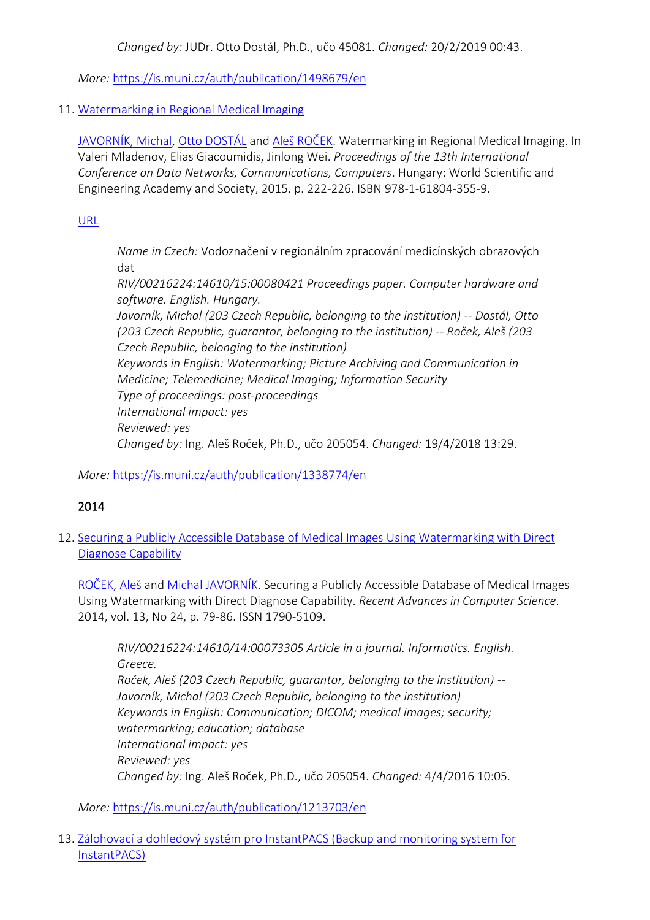*Changed by:* JUDr. Otto Dostál, Ph.D., učo 45081. *Changed:* 20/2/2019 00:43.

*More:* https://is.muni.cz/auth/publication/1498679/en

11. Watermarking in Regional Medical Imaging

    JAVORNÍK, Michal, Otto DOSTÁL and Aleš ROČEK. Watermarking in Regional Medical Imaging. In Valeri Mladenov, Elias Giacoumidis, Jinlong Wei. *Proceedings of the 13th International Conference on Data Networks, Communications, Computers*. Hungary: World Scientific and Engineering Academy and Society, 2015. p. 222-226. ISBN 978-1-61804-355-9.

    URL

    > *Name in Czech:* Vodoznačení v regionálním zpracování medicínských obrazových dat
    > *RIV/00216224:14610/15:00080421 Proceedings paper. Computer hardware and software. English. Hungary.*
    > *Javorník, Michal (203 Czech Republic, belonging to the institution) -- Dostál, Otto (203 Czech Republic, guarantor, belonging to the institution) -- Roček, Aleš (203 Czech Republic, belonging to the institution)*
    > *Keywords in English: Watermarking; Picture Archiving and Communication in Medicine; Telemedicine; Medical Imaging; Information Security*
    > *Type of proceedings: post-proceedings*
    > *International impact: yes*
    > *Reviewed: yes*
    > *Changed by:* Ing. Aleš Roček, Ph.D., učo 205054. *Changed:* 19/4/2018 13:29.

    *More:* https://is.muni.cz/auth/publication/1338774/en

## 2014

12. Securing a Publicly Accessible Database of Medical Images Using Watermarking with Direct Diagnose Capability

    ROČEK, Aleš and Michal JAVORNÍK. Securing a Publicly Accessible Database of Medical Images Using Watermarking with Direct Diagnose Capability. *Recent Advances in Computer Science*. 2014, vol. 13, No 24, p. 79-86. ISSN 1790-5109.

    > *RIV/00216224:14610/14:00073305 Article in a journal. Informatics. English. Greece.*
    > *Roček, Aleš (203 Czech Republic, guarantor, belonging to the institution) -- Javorník, Michal (203 Czech Republic, belonging to the institution)*
    > *Keywords in English: Communication; DICOM; medical images; security; watermarking; education; database*
    > *International impact: yes*
    > *Reviewed: yes*
    > *Changed by:* Ing. Aleš Roček, Ph.D., učo 205054. *Changed:* 4/4/2016 10:05.

    *More:* https://is.muni.cz/auth/publication/1213703/en

13. Zálohovací a dohledový systém pro InstantPACS (Backup and monitoring system for InstantPACS)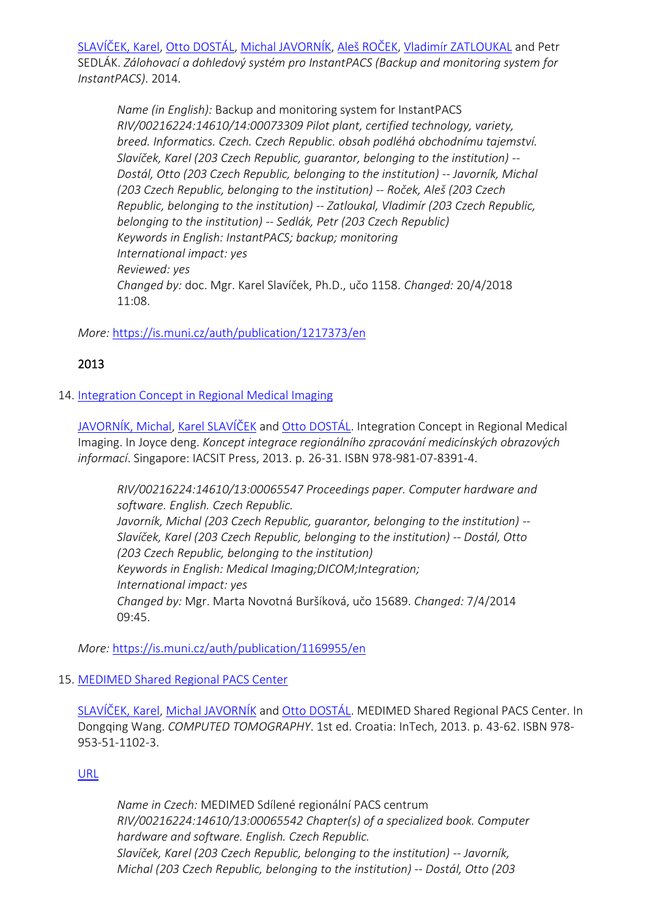[SLAVÍČEK, Karel](), [Otto DOSTÁL](), [Michal JAVORNÍK](), [Aleš ROČEK](), [Vladimír ZATLOUKAL]() and Petr SEDLÁK. *Zálohovací a dohledový systém pro InstantPACS (Backup and monitoring system for InstantPACS)*. 2014.

> *Name (in English):* Backup and monitoring system for InstantPACS
> *RIV/00216224:14610/14:00073309 Pilot plant, certified technology, variety, breed. Informatics. Czech. Czech Republic. obsah podléhá obchodnímu tajemství.*
> *Slavíček, Karel (203 Czech Republic, guarantor, belonging to the institution) -- Dostál, Otto (203 Czech Republic, belonging to the institution) -- Javorník, Michal (203 Czech Republic, belonging to the institution) -- Roček, Aleš (203 Czech Republic, belonging to the institution) -- Zatloukal, Vladimír (203 Czech Republic, belonging to the institution) -- Sedlák, Petr (203 Czech Republic)*
> *Keywords in English: InstantPACS; backup; monitoring*
> *International impact: yes*
> *Reviewed: yes*
> *Changed by:* doc. Mgr. Karel Slavíček, Ph.D., učo 1158. *Changed:* 20/4/2018 11:08.

*More:* https://is.muni.cz/auth/publication/1217373/en

## 2013

14. [Integration Concept in Regional Medical Imaging]()

    [JAVORNÍK, Michal](), [Karel SLAVÍČEK]() and [Otto DOSTÁL](). Integration Concept in Regional Medical Imaging. In Joyce deng. *Koncept integrace regionálního zpracování medicínských obrazových informací*. Singapore: IACSIT Press, 2013. p. 26-31. ISBN 978-981-07-8391-4.

    > *RIV/00216224:14610/13:00065547 Proceedings paper. Computer hardware and software. English. Czech Republic.*
    > *Javorník, Michal (203 Czech Republic, guarantor, belonging to the institution) -- Slavíček, Karel (203 Czech Republic, belonging to the institution) -- Dostál, Otto (203 Czech Republic, belonging to the institution)*
    > *Keywords in English: Medical Imaging;DICOM;Integration;*
    > *International impact: yes*
    > *Changed by:* Mgr. Marta Novotná Buršíková, učo 15689. *Changed:* 7/4/2014 09:45.

    *More:* https://is.muni.cz/auth/publication/1169955/en

15. [MEDIMED Shared Regional PACS Center]()

    [SLAVÍČEK, Karel](), [Michal JAVORNÍK]() and [Otto DOSTÁL](). MEDIMED Shared Regional PACS Center. In Dongqing Wang. *COMPUTED TOMOGRAPHY*. 1st ed. Croatia: InTech, 2013. p. 43-62. ISBN 978-953-51-1102-3.

    [URL]()

    > *Name in Czech:* MEDIMED Sdílené regionální PACS centrum
    > *RIV/00216224:14610/13:00065542 Chapter(s) of a specialized book. Computer hardware and software. English. Czech Republic.*
    > *Slavíček, Karel (203 Czech Republic, belonging to the institution) -- Javorník, Michal (203 Czech Republic, belonging to the institution) -- Dostál, Otto (203*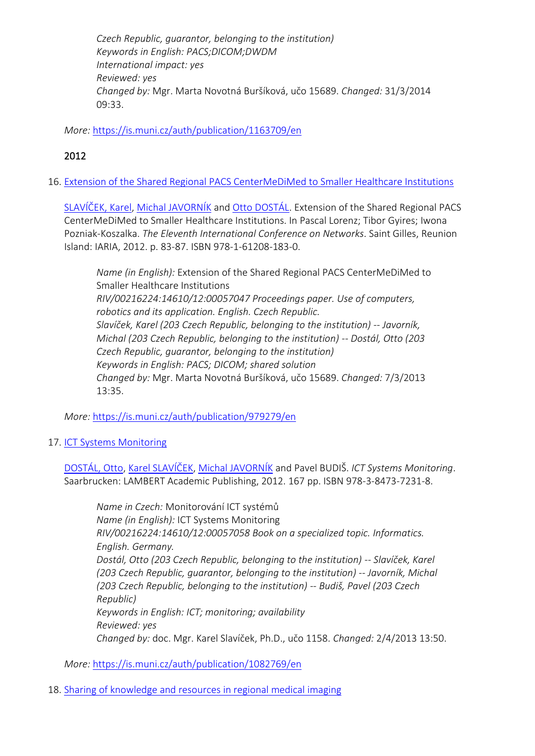*Czech Republic, guarantor, belonging to the institution)*
*Keywords in English: PACS;DICOM;DWDM*
*International impact: yes*
*Reviewed: yes*
*Changed by:* Mgr. Marta Novotná Buršíková, učo 15689. *Changed:* 31/3/2014 09:33.

*More:* https://is.muni.cz/auth/publication/1163709/en

## 2012

16. [Extension of the Shared Regional PACS CenterMeDiMed to Smaller Healthcare Institutions](https://is.muni.cz/auth/publication/979279/en)

    SLAVÍČEK, Karel, Michal JAVORNÍK and Otto DOSTÁL. Extension of the Shared Regional PACS CenterMeDiMed to Smaller Healthcare Institutions. In Pascal Lorenz; Tibor Gyires; Iwona Pozniak-Koszalka. *The Eleventh International Conference on Networks*. Saint Gilles, Reunion Island: IARIA, 2012. p. 83-87. ISBN 978-1-61208-183-0.

    *Name (in English):* Extension of the Shared Regional PACS CenterMeDiMed to Smaller Healthcare Institutions
    *RIV/00216224:14610/12:00057047 Proceedings paper. Use of computers, robotics and its application. English. Czech Republic.*
    *Slavíček, Karel (203 Czech Republic, belonging to the institution) -- Javorník, Michal (203 Czech Republic, belonging to the institution) -- Dostál, Otto (203 Czech Republic, guarantor, belonging to the institution)*
    *Keywords in English: PACS; DICOM; shared solution*
    *Changed by:* Mgr. Marta Novotná Buršíková, učo 15689. *Changed:* 7/3/2013 13:35.

    *More:* https://is.muni.cz/auth/publication/979279/en

17. [ICT Systems Monitoring](https://is.muni.cz/auth/publication/1082769/en)

    DOSTÁL, Otto, Karel SLAVÍČEK, Michal JAVORNÍK and Pavel BUDIŠ. *ICT Systems Monitoring*. Saarbrucken: LAMBERT Academic Publishing, 2012. 167 pp. ISBN 978-3-8473-7231-8.

    *Name in Czech:* Monitorování ICT systémů
    *Name (in English):* ICT Systems Monitoring
    *RIV/00216224:14610/12:00057058 Book on a specialized topic. Informatics. English. Germany.*
    *Dostál, Otto (203 Czech Republic, belonging to the institution) -- Slavíček, Karel (203 Czech Republic, guarantor, belonging to the institution) -- Javorník, Michal (203 Czech Republic, belonging to the institution) -- Budiš, Pavel (203 Czech Republic)*
    *Keywords in English: ICT; monitoring; availability*
    *Reviewed: yes*
    *Changed by:* doc. Mgr. Karel Slavíček, Ph.D., učo 1158. *Changed:* 2/4/2013 13:50.

    *More:* https://is.muni.cz/auth/publication/1082769/en

18. Sharing of knowledge and resources in regional medical imaging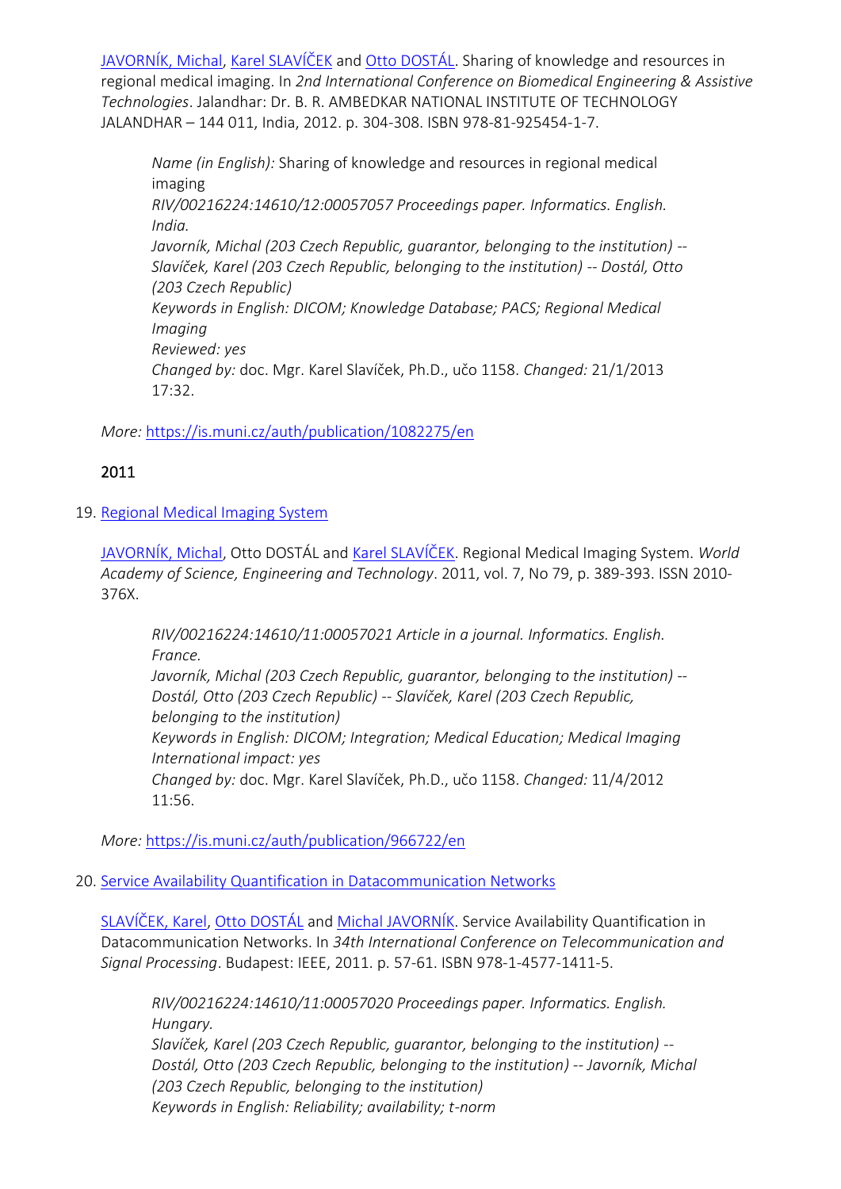[JAVORNÍK, Michal](#), [Karel SLAVÍČEK](#) and [Otto DOSTÁL](#). Sharing of knowledge and resources in regional medical imaging. In *2nd International Conference on Biomedical Engineering & Assistive Technologies*. Jalandhar: Dr. B. R. AMBEDKAR NATIONAL INSTITUTE OF TECHNOLOGY JALANDHAR – 144 011, India, 2012. p. 304-308. ISBN 978-81-925454-1-7.

> *Name (in English):* Sharing of knowledge and resources in regional medical imaging
> *RIV/00216224:14610/12:00057057 Proceedings paper. Informatics. English. India.*
> *Javorník, Michal (203 Czech Republic, guarantor, belonging to the institution) -- Slavíček, Karel (203 Czech Republic, belonging to the institution) -- Dostál, Otto (203 Czech Republic)*
> *Keywords in English: DICOM; Knowledge Database; PACS; Regional Medical Imaging*
> *Reviewed: yes*
> *Changed by:* doc. Mgr. Karel Slavíček, Ph.D., učo 1158. *Changed:* 21/1/2013 17:32.

*More:* https://is.muni.cz/auth/publication/1082275/en

## 2011

19. [Regional Medical Imaging System](#)

    [JAVORNÍK, Michal](#), Otto DOSTÁL and [Karel SLAVÍČEK](#). Regional Medical Imaging System. *World Academy of Science, Engineering and Technology*. 2011, vol. 7, No 79, p. 389-393. ISSN 2010-376X.

    > *RIV/00216224:14610/11:00057021 Article in a journal. Informatics. English. France.*
    > *Javorník, Michal (203 Czech Republic, guarantor, belonging to the institution) -- Dostál, Otto (203 Czech Republic) -- Slavíček, Karel (203 Czech Republic, belonging to the institution)*
    > *Keywords in English: DICOM; Integration; Medical Education; Medical Imaging*
    > *International impact: yes*
    > *Changed by:* doc. Mgr. Karel Slavíček, Ph.D., učo 1158. *Changed:* 11/4/2012 11:56.

    *More:* https://is.muni.cz/auth/publication/966722/en

20. [Service Availability Quantification in Datacommunication Networks](#)

    [SLAVÍČEK, Karel](#), [Otto DOSTÁL](#) and [Michal JAVORNÍK](#). Service Availability Quantification in Datacommunication Networks. In *34th International Conference on Telecommunication and Signal Processing*. Budapest: IEEE, 2011. p. 57-61. ISBN 978-1-4577-1411-5.

    > *RIV/00216224:14610/11:00057020 Proceedings paper. Informatics. English. Hungary.*
    > *Slavíček, Karel (203 Czech Republic, guarantor, belonging to the institution) -- Dostál, Otto (203 Czech Republic, belonging to the institution) -- Javorník, Michal (203 Czech Republic, belonging to the institution)*
    > *Keywords in English: Reliability; availability; t-norm*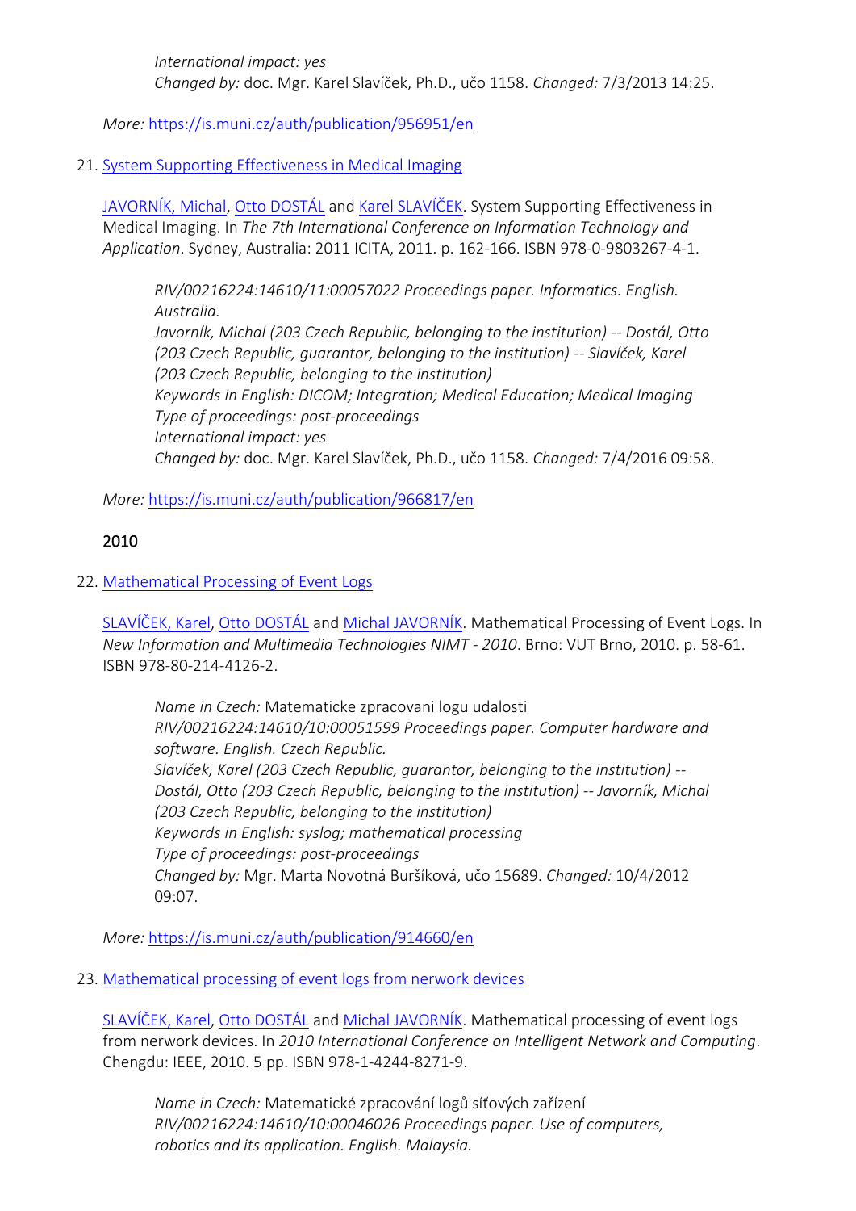*International impact:* yes
*Changed by:* doc. Mgr. Karel Slavíček, Ph.D., učo 1158. *Changed:* 7/3/2013 14:25.

*More:* https://is.muni.cz/auth/publication/956951/en

21. [System Supporting Effectiveness in Medical Imaging](https://is.muni.cz/auth/publication/966817/en)

    [JAVORNÍK, Michal](), [Otto DOSTÁL]() and [Karel SLAVÍČEK](). System Supporting Effectiveness in Medical Imaging. In *The 7th International Conference on Information Technology and Application*. Sydney, Australia: 2011 ICITA, 2011. p. 162-166. ISBN 978-0-9803267-4-1.

    > *RIV/00216224:14610/11:00057022 Proceedings paper. Informatics. English. Australia.*
    > *Javorník, Michal (203 Czech Republic, belonging to the institution) -- Dostál, Otto (203 Czech Republic, guarantor, belonging to the institution) -- Slavíček, Karel (203 Czech Republic, belonging to the institution)*
    > *Keywords in English:* DICOM; Integration; Medical Education; Medical Imaging
    > *Type of proceedings:* post-proceedings
    > *International impact:* yes
    > *Changed by:* doc. Mgr. Karel Slavíček, Ph.D., učo 1158. *Changed:* 7/4/2016 09:58.

    *More:* https://is.muni.cz/auth/publication/966817/en

## 2010

22. [Mathematical Processing of Event Logs](https://is.muni.cz/auth/publication/914660/en)

    [SLAVÍČEK, Karel](), [Otto DOSTÁL]() and [Michal JAVORNÍK](). Mathematical Processing of Event Logs. In *New Information and Multimedia Technologies NIMT - 2010*. Brno: VUT Brno, 2010. p. 58-61. ISBN 978-80-214-4126-2.

    > *Name in Czech:* Matematicke zpracovani logu udalosti
    > *RIV/00216224:14610/10:00051599 Proceedings paper. Computer hardware and software. English. Czech Republic.*
    > *Slavíček, Karel (203 Czech Republic, guarantor, belonging to the institution) -- Dostál, Otto (203 Czech Republic, belonging to the institution) -- Javorník, Michal (203 Czech Republic, belonging to the institution)*
    > *Keywords in English:* syslog; mathematical processing
    > *Type of proceedings:* post-proceedings
    > *Changed by:* Mgr. Marta Novotná Buršíková, učo 15689. *Changed:* 10/4/2012 09:07.

    *More:* https://is.muni.cz/auth/publication/914660/en

23. [Mathematical processing of event logs from nerwork devices]()

    [SLAVÍČEK, Karel](), [Otto DOSTÁL]() and [Michal JAVORNÍK](). Mathematical processing of event logs from nerwork devices. In *2010 International Conference on Intelligent Network and Computing*. Chengdu: IEEE, 2010. 5 pp. ISBN 978-1-4244-8271-9.

    > *Name in Czech:* Matematické zpracování logů síťových zařízení
    > *RIV/00216224:14610/10:00046026 Proceedings paper. Use of computers, robotics and its application. English. Malaysia.*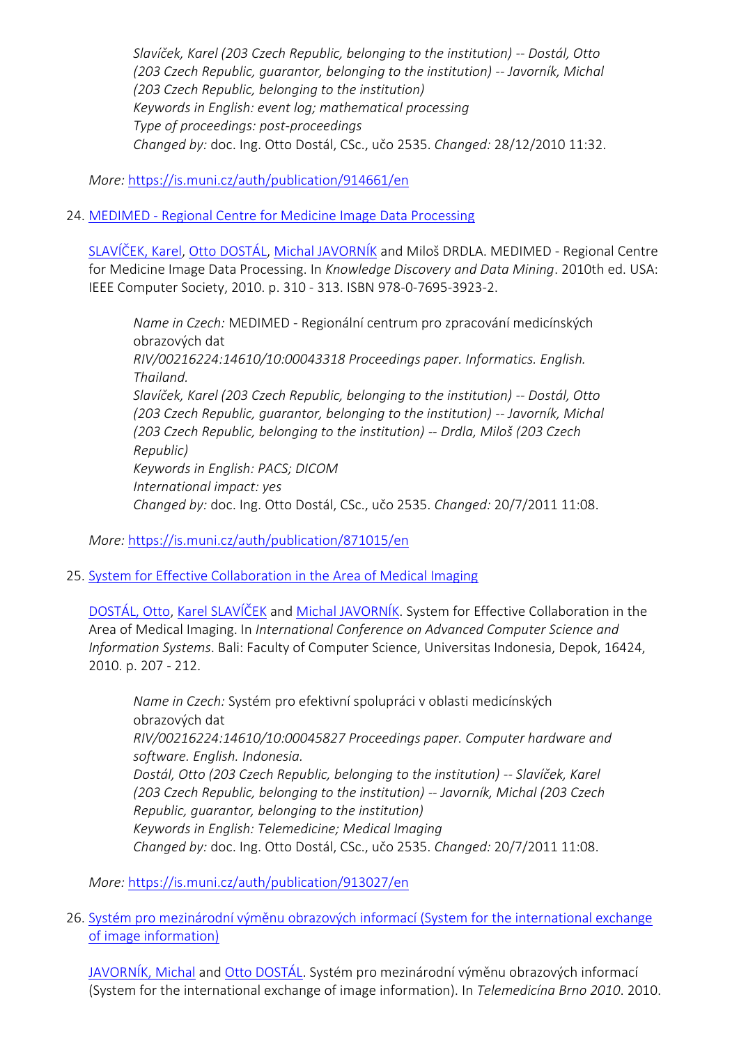*Slavíček, Karel (203 Czech Republic, belonging to the institution) -- Dostál, Otto (203 Czech Republic, guarantor, belonging to the institution) -- Javorník, Michal (203 Czech Republic, belonging to the institution)*
*Keywords in English: event log; mathematical processing*
*Type of proceedings: post-proceedings*
*Changed by:* doc. Ing. Otto Dostál, CSc., učo 2535. *Changed:* 28/12/2010 11:32.

*More:* https://is.muni.cz/auth/publication/914661/en

24. [MEDIMED - Regional Centre for Medicine Image Data Processing](https://is.muni.cz/auth/publication/871015/en)

    SLAVÍČEK, Karel, Otto DOSTÁL, Michal JAVORNÍK and Miloš DRDLA. MEDIMED - Regional Centre for Medicine Image Data Processing. In *Knowledge Discovery and Data Mining*. 2010th ed. USA: IEEE Computer Society, 2010. p. 310 - 313. ISBN 978-0-7695-3923-2.

    > *Name in Czech:* MEDIMED - Regionální centrum pro zpracování medicínských obrazových dat
    > *RIV/00216224:14610/10:00043318 Proceedings paper. Informatics. English. Thailand.*
    > *Slavíček, Karel (203 Czech Republic, belonging to the institution) -- Dostál, Otto (203 Czech Republic, guarantor, belonging to the institution) -- Javorník, Michal (203 Czech Republic, belonging to the institution) -- Drdla, Miloš (203 Czech Republic)*
    > *Keywords in English: PACS; DICOM*
    > *International impact: yes*
    > *Changed by:* doc. Ing. Otto Dostál, CSc., učo 2535. *Changed:* 20/7/2011 11:08.

    *More:* https://is.muni.cz/auth/publication/871015/en

25. [System for Effective Collaboration in the Area of Medical Imaging](https://is.muni.cz/auth/publication/913027/en)

    DOSTÁL, Otto, Karel SLAVÍČEK and Michal JAVORNÍK. System for Effective Collaboration in the Area of Medical Imaging. In *International Conference on Advanced Computer Science and Information Systems*. Bali: Faculty of Computer Science, Universitas Indonesia, Depok, 16424, 2010. p. 207 - 212.

    > *Name in Czech:* Systém pro efektivní spolupráci v oblasti medicínských obrazových dat
    > *RIV/00216224:14610/10:00045827 Proceedings paper. Computer hardware and software. English. Indonesia.*
    > *Dostál, Otto (203 Czech Republic, belonging to the institution) -- Slavíček, Karel (203 Czech Republic, belonging to the institution) -- Javorník, Michal (203 Czech Republic, guarantor, belonging to the institution)*
    > *Keywords in English: Telemedicine; Medical Imaging*
    > *Changed by:* doc. Ing. Otto Dostál, CSc., učo 2535. *Changed:* 20/7/2011 11:08.

    *More:* https://is.muni.cz/auth/publication/913027/en

26. Systém pro mezinárodní výměnu obrazových informací (System for the international exchange of image information)

    JAVORNÍK, Michal and Otto DOSTÁL. Systém pro mezinárodní výměnu obrazových informací (System for the international exchange of image information). In *Telemedicína Brno 2010*. 2010.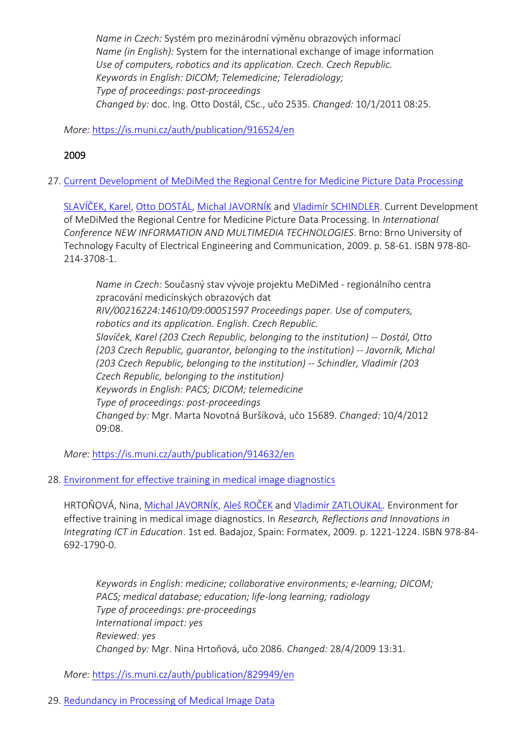*Name in Czech:* Systém pro mezinárodní výměnu obrazových informací
*Name (in English):* System for the international exchange of image information
*Use of computers, robotics and its application. Czech. Czech Republic.*
*Keywords in English: DICOM; Telemedicine; Teleradiology;*
*Type of proceedings: post-proceedings*
*Changed by:* doc. Ing. Otto Dostál, CSc., učo 2535. *Changed:* 10/1/2011 08:25.

*More:* https://is.muni.cz/auth/publication/916524/en

## 2009

27. [Current Development of MeDiMed the Regional Centre for Medicine Picture Data Processing](https://is.muni.cz/auth/publication/914632/en)

    SLAVÍČEK, Karel, Otto DOSTÁL, Michal JAVORNÍK and Vladimír SCHINDLER. Current Development of MeDiMed the Regional Centre for Medicine Picture Data Processing. In *International Conference NEW INFORMATION AND MULTIMEDIA TECHNOLOGIES*. Brno: Brno University of Technology Faculty of Electrical Engineering and Communication, 2009. p. 58-61. ISBN 978-80-214-3708-1.

    *Name in Czech:* Současný stav vývoje projektu MeDiMed - regionálního centra zpracování medicínských obrazových dat
    *RIV/00216224:14610/09:00051597 Proceedings paper. Use of computers, robotics and its application. English. Czech Republic.*
    *Slavíček, Karel (203 Czech Republic, belonging to the institution) -- Dostál, Otto (203 Czech Republic, guarantor, belonging to the institution) -- Javorník, Michal (203 Czech Republic, belonging to the institution) -- Schindler, Vladimír (203 Czech Republic, belonging to the institution)*
    *Keywords in English: PACS; DICOM; telemedicine*
    *Type of proceedings: post-proceedings*
    *Changed by:* Mgr. Marta Novotná Buršíková, učo 15689. *Changed:* 10/4/2012 09:08.

    *More:* https://is.muni.cz/auth/publication/914632/en

28. [Environment for effective training in medical image diagnostics](https://is.muni.cz/auth/publication/829949/en)

    HRTOŇOVÁ, Nina, Michal JAVORNÍK, Aleš ROČEK and Vladimír ZATLOUKAL. Environment for effective training in medical image diagnostics. In *Research, Reflections and Innovations in Integrating ICT in Education*. 1st ed. Badajoz, Spain: Formatex, 2009. p. 1221-1224. ISBN 978-84-692-1790-0.

    *Keywords in English: medicine; collaborative environments; e-learning; DICOM; PACS; medical database; education; life-long learning; radiology*
    *Type of proceedings: pre-proceedings*
    *International impact: yes*
    *Reviewed: yes*
    *Changed by:* Mgr. Nina Hrtoňová, učo 2086. *Changed:* 28/4/2009 13:31.

    *More:* https://is.muni.cz/auth/publication/829949/en

29. Redundancy in Processing of Medical Image Data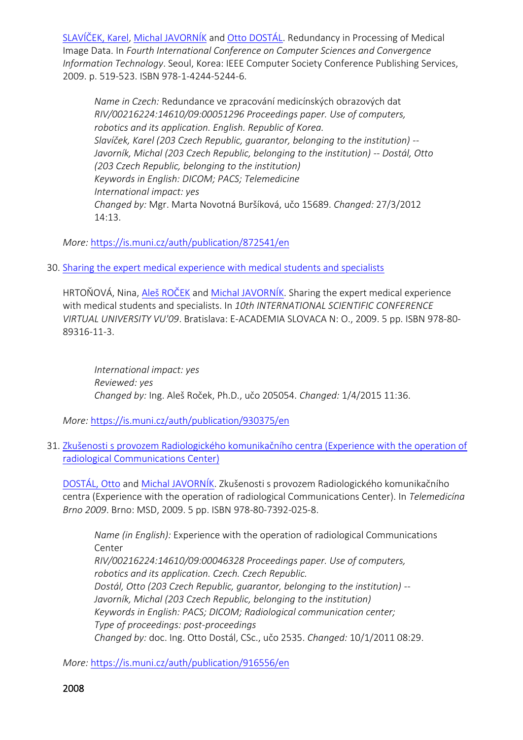SLAVÍČEK, Karel, Michal JAVORNÍK and Otto DOSTÁL. Redundancy in Processing of Medical Image Data. In *Fourth International Conference on Computer Sciences and Convergence Information Technology*. Seoul, Korea: IEEE Computer Society Conference Publishing Services, 2009. p. 519-523. ISBN 978-1-4244-5244-6.

> *Name in Czech:* Redundance ve zpracování medicínských obrazových dat
> *RIV/00216224:14610/09:00051296 Proceedings paper. Use of computers, robotics and its application. English. Republic of Korea.*
> *Slavíček, Karel (203 Czech Republic, guarantor, belonging to the institution) -- Javorník, Michal (203 Czech Republic, belonging to the institution) -- Dostál, Otto (203 Czech Republic, belonging to the institution)*
> *Keywords in English: DICOM; PACS; Telemedicine*
> *International impact: yes*
> *Changed by:* Mgr. Marta Novotná Buršíková, učo 15689. *Changed:* 27/3/2012 14:13.

*More:* https://is.muni.cz/auth/publication/872541/en

30. Sharing the expert medical experience with medical students and specialists

HRTOŇOVÁ, Nina, Aleš ROČEK and Michal JAVORNÍK. Sharing the expert medical experience with medical students and specialists. In *10th INTERNATIONAL SCIENTIFIC CONFERENCE VIRTUAL UNIVERSITY VU'09*. Bratislava: E-ACADEMIA SLOVACA N: O., 2009. 5 pp. ISBN 978-80-89316-11-3.

> *International impact: yes*
> *Reviewed: yes*
> *Changed by:* Ing. Aleš Roček, Ph.D., učo 205054. *Changed:* 1/4/2015 11:36.

*More:* https://is.muni.cz/auth/publication/930375/en

31. Zkušenosti s provozem Radiologického komunikačního centra (Experience with the operation of radiological Communications Center)

DOSTÁL, Otto and Michal JAVORNÍK. Zkušenosti s provozem Radiologického komunikačního centra (Experience with the operation of radiological Communications Center). In *Telemedicína Brno 2009*. Brno: MSD, 2009. 5 pp. ISBN 978-80-7392-025-8.

> *Name (in English):* Experience with the operation of radiological Communications Center
> *RIV/00216224:14610/09:00046328 Proceedings paper. Use of computers, robotics and its application. Czech. Czech Republic.*
> *Dostál, Otto (203 Czech Republic, guarantor, belonging to the institution) -- Javorník, Michal (203 Czech Republic, belonging to the institution)*
> *Keywords in English: PACS; DICOM; Radiological communication center;*
> *Type of proceedings: post-proceedings*
> *Changed by:* doc. Ing. Otto Dostál, CSc., učo 2535. *Changed:* 10/1/2011 08:29.

*More:* https://is.muni.cz/auth/publication/916556/en

## 2008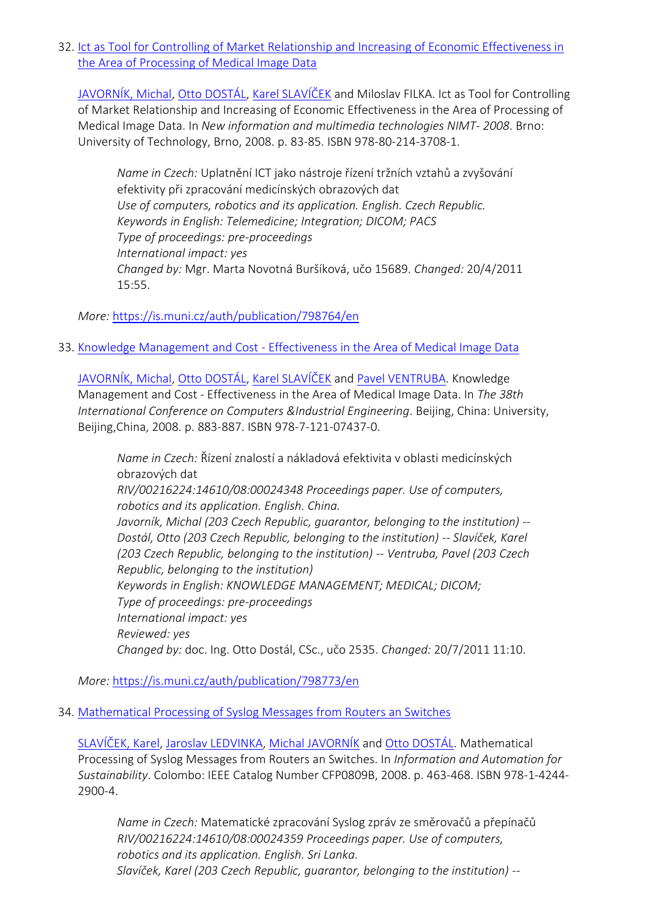32. [Ict as Tool for Controlling of Market Relationship and Increasing of Economic Effectiveness in the Area of Processing of Medical Image Data](https://is.muni.cz/auth/publication/798764/en)

    [JAVORNÍK, Michal](), [Otto DOSTÁL](), [Karel SLAVÍČEK]() and Miloslav FILKA. Ict as Tool for Controlling of Market Relationship and Increasing of Economic Effectiveness in the Area of Processing of Medical Image Data. In *New information and multimedia technologies NIMT- 2008*. Brno: University of Technology, Brno, 2008. p. 83-85. ISBN 978-80-214-3708-1.

    > *Name in Czech:* Uplatnění ICT jako nástroje řízení tržních vztahů a zvyšování efektivity při zpracování medicínských obrazových dat
    > *Use of computers, robotics and its application. English. Czech Republic.*
    > *Keywords in English: Telemedicine; Integration; DICOM; PACS*
    > *Type of proceedings: pre-proceedings*
    > *International impact: yes*
    > *Changed by:* Mgr. Marta Novotná Buršíková, učo 15689. *Changed:* 20/4/2011 15:55.

    *More:* https://is.muni.cz/auth/publication/798764/en

33. [Knowledge Management and Cost - Effectiveness in the Area of Medical Image Data](https://is.muni.cz/auth/publication/798773/en)

    [JAVORNÍK, Michal](), [Otto DOSTÁL](), [Karel SLAVÍČEK]() and [Pavel VENTRUBA](). Knowledge Management and Cost - Effectiveness in the Area of Medical Image Data. In *The 38th International Conference on Computers &Industrial Engineering*. Beijing, China: University, Beijing,China, 2008. p. 883-887. ISBN 978-7-121-07437-0.

    > *Name in Czech:* Řízení znalostí a nákladová efektivita v oblasti medicínských obrazových dat
    > *RIV/00216224:14610/08:00024348 Proceedings paper. Use of computers, robotics and its application. English. China.*
    > *Javorník, Michal (203 Czech Republic, guarantor, belonging to the institution) -- Dostál, Otto (203 Czech Republic, belonging to the institution) -- Slavíček, Karel (203 Czech Republic, belonging to the institution) -- Ventruba, Pavel (203 Czech Republic, belonging to the institution)*
    > *Keywords in English: KNOWLEDGE MANAGEMENT; MEDICAL; DICOM;*
    > *Type of proceedings: pre-proceedings*
    > *International impact: yes*
    > *Reviewed: yes*
    > *Changed by:* doc. Ing. Otto Dostál, CSc., učo 2535. *Changed:* 20/7/2011 11:10.

    *More:* https://is.muni.cz/auth/publication/798773/en

34. [Mathematical Processing of Syslog Messages from Routers an Switches]()

    [SLAVÍČEK, Karel](), [Jaroslav LEDVINKA](), [Michal JAVORNÍK]() and [Otto DOSTÁL](). Mathematical Processing of Syslog Messages from Routers an Switches. In *Information and Automation for Sustainability*. Colombo: IEEE Catalog Number CFP0809B, 2008. p. 463-468. ISBN 978-1-4244-2900-4.

    > *Name in Czech:* Matematické zpracování Syslog zpráv ze směrovačů a přepínačů
    > *RIV/00216224:14610/08:00024359 Proceedings paper. Use of computers, robotics and its application. English. Sri Lanka.*
    > *Slavíček, Karel (203 Czech Republic, guarantor, belonging to the institution) --*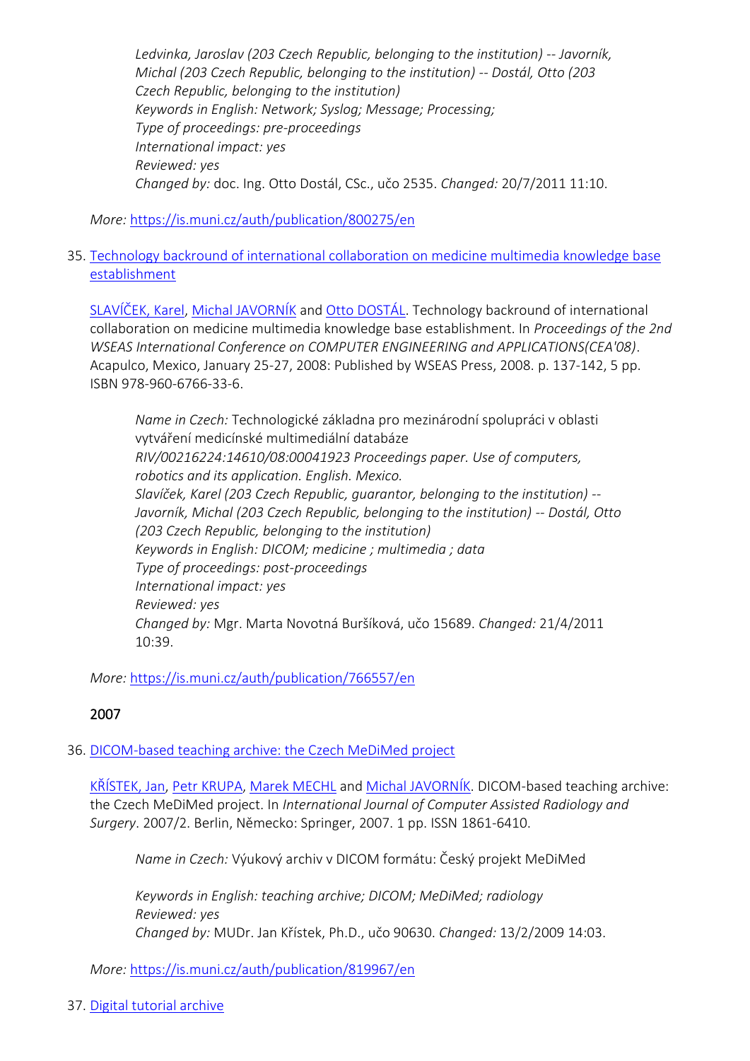*Ledvinka, Jaroslav (203 Czech Republic, belonging to the institution) -- Javorník, Michal (203 Czech Republic, belonging to the institution) -- Dostál, Otto (203 Czech Republic, belonging to the institution)*
*Keywords in English: Network; Syslog; Message; Processing;*
*Type of proceedings: pre-proceedings*
*International impact: yes*
*Reviewed: yes*
*Changed by:* doc. Ing. Otto Dostál, CSc., učo 2535. *Changed:* 20/7/2011 11:10.

*More:* https://is.muni.cz/auth/publication/800275/en

35. Technology backround of international collaboration on medicine multimedia knowledge base establishment

SLAVÍČEK, Karel, Michal JAVORNÍK and Otto DOSTÁL. Technology backround of international collaboration on medicine multimedia knowledge base establishment. In *Proceedings of the 2nd WSEAS International Conference on COMPUTER ENGINEERING and APPLICATIONS(CEA'08)*. Acapulco, Mexico, January 25-27, 2008: Published by WSEAS Press, 2008. p. 137-142, 5 pp. ISBN 978-960-6766-33-6.

*Name in Czech:* Technologické základna pro mezinárodní spolupráci v oblasti vytváření medicínské multimediální databáze
*RIV/00216224:14610/08:00041923 Proceedings paper. Use of computers, robotics and its application. English. Mexico.*
*Slavíček, Karel (203 Czech Republic, guarantor, belonging to the institution) -- Javorník, Michal (203 Czech Republic, belonging to the institution) -- Dostál, Otto (203 Czech Republic, belonging to the institution)*
*Keywords in English: DICOM; medicine ; multimedia ; data*
*Type of proceedings: post-proceedings*
*International impact: yes*
*Reviewed: yes*
*Changed by:* Mgr. Marta Novotná Buršíková, učo 15689. *Changed:* 21/4/2011 10:39.

*More:* https://is.muni.cz/auth/publication/766557/en

## 2007

36. DICOM-based teaching archive: the Czech MeDiMed project

KŘÍSTEK, Jan, Petr KRUPA, Marek MECHL and Michal JAVORNÍK. DICOM-based teaching archive: the Czech MeDiMed project. In *International Journal of Computer Assisted Radiology and Surgery*. 2007/2. Berlin, Německo: Springer, 2007. 1 pp. ISSN 1861-6410.

*Name in Czech:* Výukový archiv v DICOM formátu: Český projekt MeDiMed

*Keywords in English: teaching archive; DICOM; MeDiMed; radiology*
*Reviewed: yes*
*Changed by:* MUDr. Jan Křístek, Ph.D., učo 90630. *Changed:* 13/2/2009 14:03.

*More:* https://is.muni.cz/auth/publication/819967/en

37. Digital tutorial archive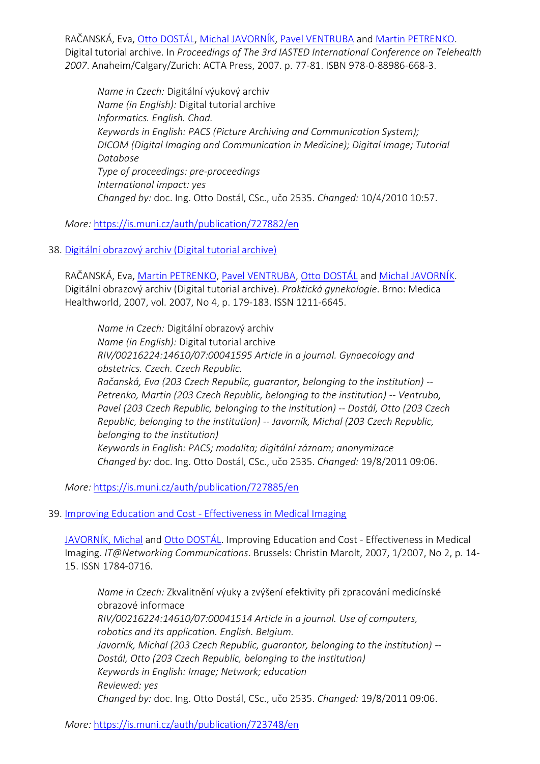RAČANSKÁ, Eva, [Otto DOSTÁL](), [Michal JAVORNÍK](), [Pavel VENTRUBA]() and [Martin PETRENKO](). Digital tutorial archive. In *Proceedings of The 3rd IASTED International Conference on Telehealth 2007*. Anaheim/Calgary/Zurich: ACTA Press, 2007. p. 77-81. ISBN 978-0-88986-668-3.

> *Name in Czech:* Digitální výukový archiv
> *Name (in English):* Digital tutorial archive
> *Informatics. English. Chad.*
> *Keywords in English: PACS (Picture Archiving and Communication System); DICOM (Digital Imaging and Communication in Medicine); Digital Image; Tutorial Database*
> *Type of proceedings: pre-proceedings*
> *International impact: yes*
> *Changed by:* doc. Ing. Otto Dostál, CSc., učo 2535. *Changed:* 10/4/2010 10:57.

*More:* https://is.muni.cz/auth/publication/727882/en

38. Digitální obrazový archiv (Digital tutorial archive)

RAČANSKÁ, Eva, [Martin PETRENKO](), [Pavel VENTRUBA](), [Otto DOSTÁL]() and [Michal JAVORNÍK](). Digitální obrazový archiv (Digital tutorial archive). *Praktická gynekologie*. Brno: Medica Healthworld, 2007, vol. 2007, No 4, p. 179-183. ISSN 1211-6645.

> *Name in Czech:* Digitální obrazový archiv
> *Name (in English):* Digital tutorial archive
> *RIV/00216224:14610/07:00041595 Article in a journal. Gynaecology and obstetrics. Czech. Czech Republic.*
> *Račanská, Eva (203 Czech Republic, guarantor, belonging to the institution) -- Petrenko, Martin (203 Czech Republic, belonging to the institution) -- Ventruba, Pavel (203 Czech Republic, belonging to the institution) -- Dostál, Otto (203 Czech Republic, belonging to the institution) -- Javorník, Michal (203 Czech Republic, belonging to the institution)*
> *Keywords in English: PACS; modalita; digitální záznam; anonymizace*
> *Changed by:* doc. Ing. Otto Dostál, CSc., učo 2535. *Changed:* 19/8/2011 09:06.

*More:* https://is.muni.cz/auth/publication/727885/en

39. Improving Education and Cost - Effectiveness in Medical Imaging

[JAVORNÍK, Michal]() and [Otto DOSTÁL](). Improving Education and Cost - Effectiveness in Medical Imaging. *IT@Networking Communications*. Brussels: Christin Marolt, 2007, 1/2007, No 2, p. 14-15. ISSN 1784-0716.

> *Name in Czech:* Zkvalitnění výuky a zvýšení efektivity při zpracování medicínské obrazové informace
> *RIV/00216224:14610/07:00041514 Article in a journal. Use of computers, robotics and its application. English. Belgium.*
> *Javorník, Michal (203 Czech Republic, guarantor, belonging to the institution) -- Dostál, Otto (203 Czech Republic, belonging to the institution)*
> *Keywords in English: Image; Network; education*
> *Reviewed: yes*
> *Changed by:* doc. Ing. Otto Dostál, CSc., učo 2535. *Changed:* 19/8/2011 09:06.

*More:* https://is.muni.cz/auth/publication/723748/en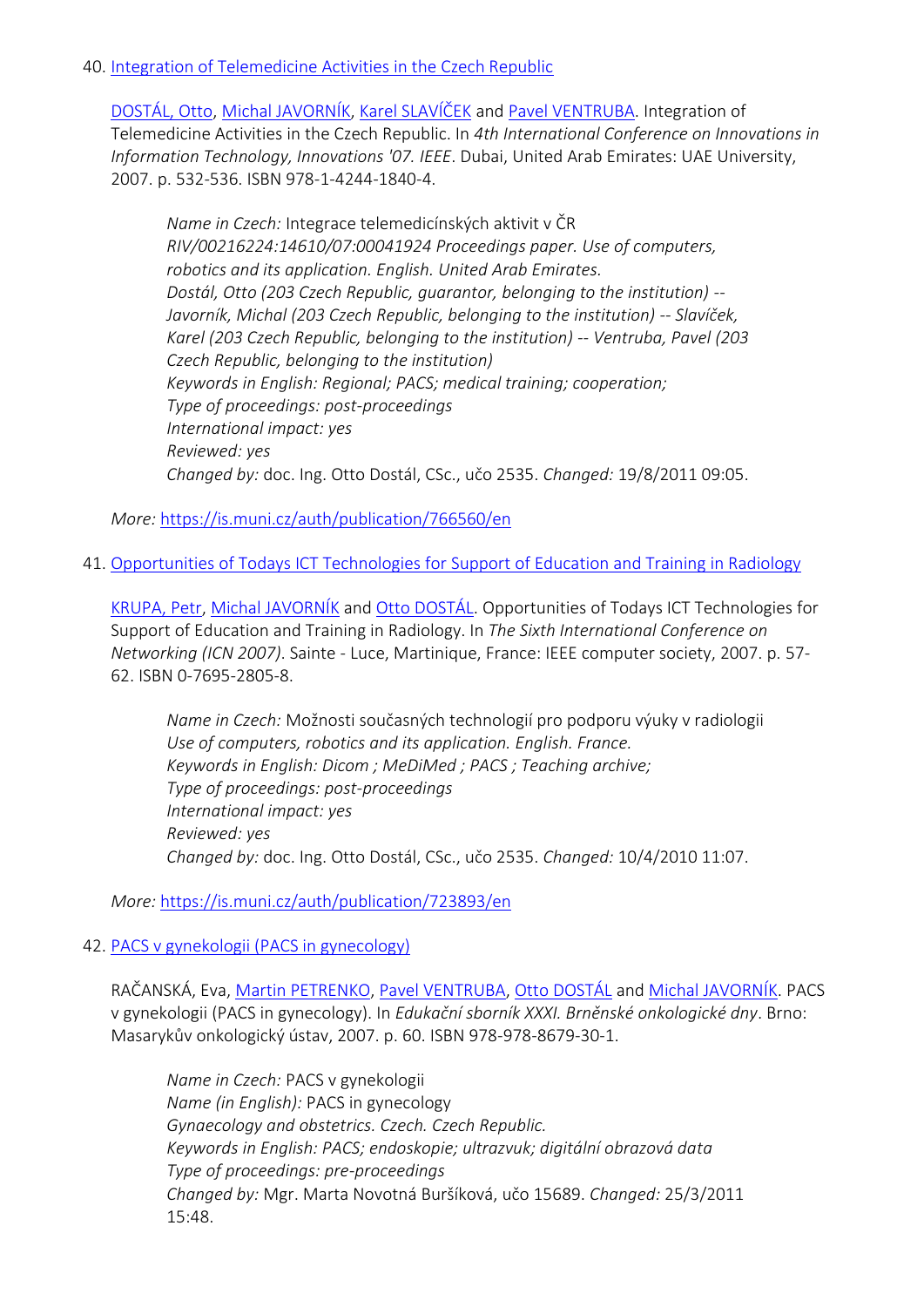40. [Integration of Telemedicine Activities in the Czech Republic](https://is.muni.cz/auth/publication/766560/en)

    [DOSTÁL, Otto](), [Michal JAVORNÍK](), [Karel SLAVÍČEK]() and [Pavel VENTRUBA](). Integration of Telemedicine Activities in the Czech Republic. In *4th International Conference on Innovations in Information Technology, Innovations '07. IEEE*. Dubai, United Arab Emirates: UAE University, 2007. p. 532-536. ISBN 978-1-4244-1840-4.

    > *Name in Czech:* Integrace telemedicínských aktivit v ČR
    > *RIV/00216224:14610/07:00041924 Proceedings paper. Use of computers, robotics and its application. English. United Arab Emirates.*
    > *Dostál, Otto (203 Czech Republic, guarantor, belonging to the institution) -- Javorník, Michal (203 Czech Republic, belonging to the institution) -- Slavíček, Karel (203 Czech Republic, belonging to the institution) -- Ventruba, Pavel (203 Czech Republic, belonging to the institution)*
    > *Keywords in English: Regional; PACS; medical training; cooperation;*
    > *Type of proceedings: post-proceedings*
    > *International impact: yes*
    > *Reviewed: yes*
    > *Changed by:* doc. Ing. Otto Dostál, CSc., učo 2535. *Changed:* 19/8/2011 09:05.

    *More:* https://is.muni.cz/auth/publication/766560/en

41. [Opportunities of Todays ICT Technologies for Support of Education and Training in Radiology](https://is.muni.cz/auth/publication/723893/en)

    [KRUPA, Petr](), [Michal JAVORNÍK]() and [Otto DOSTÁL](). Opportunities of Todays ICT Technologies for Support of Education and Training in Radiology. In *The Sixth International Conference on Networking (ICN 2007)*. Sainte - Luce, Martinique, France: IEEE computer society, 2007. p. 57-62. ISBN 0-7695-2805-8.

    > *Name in Czech:* Možnosti současných technologií pro podporu výuky v radiologii
    > *Use of computers, robotics and its application. English. France.*
    > *Keywords in English: Dicom ; MeDiMed ; PACS ; Teaching archive;*
    > *Type of proceedings: post-proceedings*
    > *International impact: yes*
    > *Reviewed: yes*
    > *Changed by:* doc. Ing. Otto Dostál, CSc., učo 2535. *Changed:* 10/4/2010 11:07.

    *More:* https://is.muni.cz/auth/publication/723893/en

42. [PACS v gynekologii (PACS in gynecology)]()

    RAČANSKÁ, Eva, [Martin PETRENKO](), [Pavel VENTRUBA](), [Otto DOSTÁL]() and [Michal JAVORNÍK](). PACS v gynekologii (PACS in gynecology). In *Edukační sborník XXXI. Brněnské onkologické dny*. Brno: Masarykův onkologický ústav, 2007. p. 60. ISBN 978-978-8679-30-1.

    > *Name in Czech:* PACS v gynekologii
    > *Name (in English):* PACS in gynecology
    > *Gynaecology and obstetrics. Czech. Czech Republic.*
    > *Keywords in English: PACS; endoskopie; ultrazvuk; digitální obrazová data*
    > *Type of proceedings: pre-proceedings*
    > *Changed by:* Mgr. Marta Novotná Buršíková, učo 15689. *Changed:* 25/3/2011 15:48.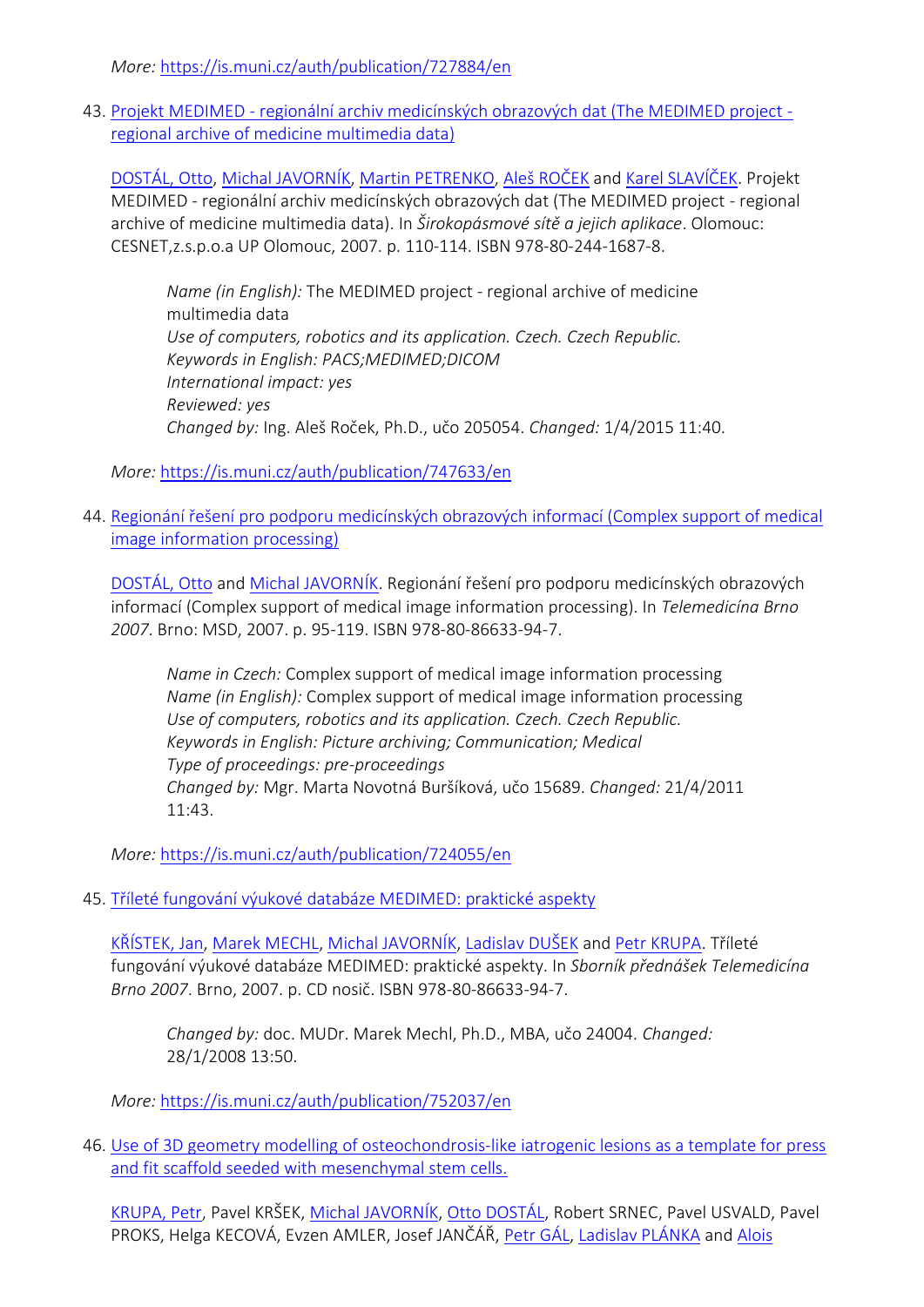*More:* https://is.muni.cz/auth/publication/727884/en

43. Projekt MEDIMED - regionální archiv medicínských obrazových dat (The MEDIMED project - regional archive of medicine multimedia data)

    DOSTÁL, Otto, Michal JAVORNÍK, Martin PETRENKO, Aleš ROČEK and Karel SLAVÍČEK. Projekt MEDIMED - regionální archiv medicínských obrazových dat (The MEDIMED project - regional archive of medicine multimedia data). In *Širokopásmové sítě a jejich aplikace*. Olomouc: CESNET,z.s.p.o.a UP Olomouc, 2007. p. 110-114. ISBN 978-80-244-1687-8.

    > *Name (in English):* The MEDIMED project - regional archive of medicine multimedia data
    > *Use of computers, robotics and its application. Czech. Czech Republic.*
    > *Keywords in English: PACS;MEDIMED;DICOM*
    > *International impact: yes*
    > *Reviewed: yes*
    > *Changed by:* Ing. Aleš Roček, Ph.D., učo 205054. *Changed:* 1/4/2015 11:40.

    *More:* https://is.muni.cz/auth/publication/747633/en

44. Regionání řešení pro podporu medicínských obrazových informací (Complex support of medical image information processing)

    DOSTÁL, Otto and Michal JAVORNÍK. Regionání řešení pro podporu medicínských obrazových informací (Complex support of medical image information processing). In *Telemedicína Brno 2007*. Brno: MSD, 2007. p. 95-119. ISBN 978-80-86633-94-7.

    > *Name in Czech:* Complex support of medical image information processing
    > *Name (in English):* Complex support of medical image information processing
    > *Use of computers, robotics and its application. Czech. Czech Republic.*
    > *Keywords in English: Picture archiving; Communication; Medical*
    > *Type of proceedings: pre-proceedings*
    > *Changed by:* Mgr. Marta Novotná Buršíková, učo 15689. *Changed:* 21/4/2011 11:43.

    *More:* https://is.muni.cz/auth/publication/724055/en

45. Tříleté fungování výukové databáze MEDIMED: praktické aspekty

    KŘÍSTEK, Jan, Marek MECHL, Michal JAVORNÍK, Ladislav DUŠEK and Petr KRUPA. Tříleté fungování výukové databáze MEDIMED: praktické aspekty. In *Sborník přednášek Telemedicína Brno 2007*. Brno, 2007. p. CD nosič. ISBN 978-80-86633-94-7.

    > *Changed by:* doc. MUDr. Marek Mechl, Ph.D., MBA, učo 24004. *Changed:* 28/1/2008 13:50.

    *More:* https://is.muni.cz/auth/publication/752037/en

46. Use of 3D geometry modelling of osteochondrosis-like iatrogenic lesions as a template for press and fit scaffold seeded with mesenchymal stem cells.

    KRUPA, Petr, Pavel KRŠEK, Michal JAVORNÍK, Otto DOSTÁL, Robert SRNEC, Pavel USVALD, Pavel PROKS, Helga KECOVÁ, Evzen AMLER, Josef JANČÁŘ, Petr GÁL, Ladislav PLÁNKA and Alois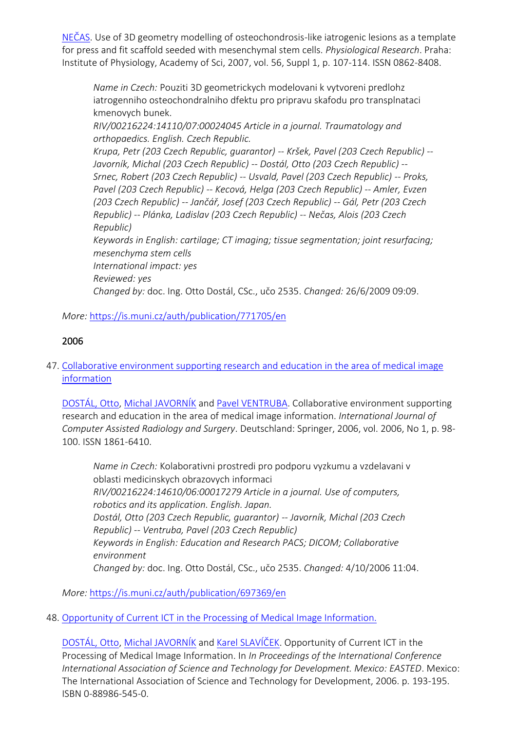[NEČAS](). Use of 3D geometry modelling of osteochondrosis-like iatrogenic lesions as a template for press and fit scaffold seeded with mesenchymal stem cells. *Physiological Research*. Praha: Institute of Physiology, Academy of Sci, 2007, vol. 56, Suppl 1, p. 107-114. ISSN 0862-8408.

> *Name in Czech:* Pouziti 3D geometrickych modelovani k vytvoreni predlohz iatrogenniho osteochondralniho dfektu pro pripravu skafodu pro transplnataci kmenovych bunek.
> *RIV/00216224:14110/07:00024045 Article in a journal. Traumatology and orthopaedics. English. Czech Republic.*
> *Krupa, Petr (203 Czech Republic, guarantor) -- Kršek, Pavel (203 Czech Republic) -- Javorník, Michal (203 Czech Republic) -- Dostál, Otto (203 Czech Republic) -- Srnec, Robert (203 Czech Republic) -- Usvald, Pavel (203 Czech Republic) -- Proks, Pavel (203 Czech Republic) -- Kecová, Helga (203 Czech Republic) -- Amler, Evzen (203 Czech Republic) -- Jančář, Josef (203 Czech Republic) -- Gál, Petr (203 Czech Republic) -- Plánka, Ladislav (203 Czech Republic) -- Nečas, Alois (203 Czech Republic)*
> *Keywords in English: cartilage; CT imaging; tissue segmentation; joint resurfacing; mesenchyma stem cells*
> *International impact: yes*
> *Reviewed: yes*
> *Changed by:* doc. Ing. Otto Dostál, CSc., učo 2535. *Changed:* 26/6/2009 09:09.

*More:* https://is.muni.cz/auth/publication/771705/en

## 2006

47. [Collaborative environment supporting research and education in the area of medical image information]()

 [DOSTÁL, Otto](), [Michal JAVORNÍK]() and [Pavel VENTRUBA](). Collaborative environment supporting research and education in the area of medical image information. *International Journal of Computer Assisted Radiology and Surgery*. Deutschland: Springer, 2006, vol. 2006, No 1, p. 98-100. ISSN 1861-6410.

 > *Name in Czech:* Kolaborativni prostredi pro podporu vyzkumu a vzdelavani v oblasti medicinskych obrazovych informaci
 > *RIV/00216224:14610/06:00017279 Article in a journal. Use of computers, robotics and its application. English. Japan.*
 > *Dostál, Otto (203 Czech Republic, guarantor) -- Javorník, Michal (203 Czech Republic) -- Ventruba, Pavel (203 Czech Republic)*
 > *Keywords in English: Education and Research PACS; DICOM; Collaborative environment*
 > *Changed by:* doc. Ing. Otto Dostál, CSc., učo 2535. *Changed:* 4/10/2006 11:04.

 *More:* https://is.muni.cz/auth/publication/697369/en

48. [Opportunity of Current ICT in the Processing of Medical Image Information.]()

 [DOSTÁL, Otto](), [Michal JAVORNÍK]() and [Karel SLAVÍČEK](). Opportunity of Current ICT in the Processing of Medical Image Information. In *In Proceedings of the International Conference International Association of Science and Technology for Development. Mexico: EASTED*. Mexico: The International Association of Science and Technology for Development, 2006. p. 193-195. ISBN 0-88986-545-0.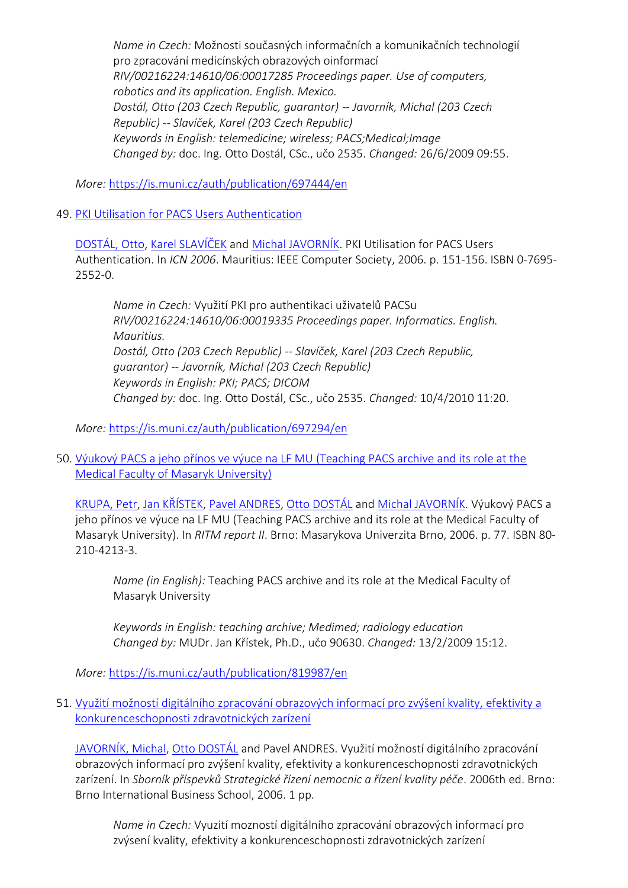> *Name in Czech:* Možnosti současných informačních a komunikačních technologií pro zpracování medicínských obrazových oinformací
> *RIV/00216224:14610/06:00017285 Proceedings paper. Use of computers, robotics and its application. English. Mexico.*
> *Dostál, Otto (203 Czech Republic, guarantor) -- Javorník, Michal (203 Czech Republic) -- Slavíček, Karel (203 Czech Republic)*
> *Keywords in English: telemedicine; wireless; PACS;Medical;Image*
> *Changed by:* doc. Ing. Otto Dostál, CSc., učo 2535. *Changed:* 26/6/2009 09:55.

*More:* https://is.muni.cz/auth/publication/697444/en

49. [PKI Utilisation for PACS Users Authentication](https://is.muni.cz/auth/publication/697294/en)

    DOSTÁL, Otto, Karel SLAVÍČEK and Michal JAVORNÍK. PKI Utilisation for PACS Users Authentication. In *ICN 2006*. Mauritius: IEEE Computer Society, 2006. p. 151-156. ISBN 0-7695-2552-0.

    > *Name in Czech:* Využití PKI pro authentikaci uživatelů PACSu
    > *RIV/00216224:14610/06:00019335 Proceedings paper. Informatics. English. Mauritius.*
    > *Dostál, Otto (203 Czech Republic) -- Slavíček, Karel (203 Czech Republic, guarantor) -- Javorník, Michal (203 Czech Republic)*
    > *Keywords in English: PKI; PACS; DICOM*
    > *Changed by:* doc. Ing. Otto Dostál, CSc., učo 2535. *Changed:* 10/4/2010 11:20.

    *More:* https://is.muni.cz/auth/publication/697294/en

50. [Výukový PACS a jeho přínos ve výuce na LF MU (Teaching PACS archive and its role at the Medical Faculty of Masaryk University)](https://is.muni.cz/auth/publication/819987/en)

    KRUPA, Petr, Jan KŘÍSTEK, Pavel ANDRES, Otto DOSTÁL and Michal JAVORNÍK. Výukový PACS a jeho přínos ve výuce na LF MU (Teaching PACS archive and its role at the Medical Faculty of Masaryk University). In *RITM report II*. Brno: Masarykova Univerzita Brno, 2006. p. 77. ISBN 80-210-4213-3.

    > *Name (in English):* Teaching PACS archive and its role at the Medical Faculty of Masaryk University
    >
    > *Keywords in English: teaching archive; Medimed; radiology education*
    > *Changed by:* MUDr. Jan Křístek, Ph.D., učo 90630. *Changed:* 13/2/2009 15:12.

    *More:* https://is.muni.cz/auth/publication/819987/en

51. Využití možností digitálního zpracování obrazových informací pro zvýšení kvality, efektivity a konkurenceschopnosti zdravotnických zarízení

    JAVORNÍK, Michal, Otto DOSTÁL and Pavel ANDRES. Využití možností digitálního zpracování obrazových informací pro zvýšení kvality, efektivity a konkurenceschopnosti zdravotnických zarízení. In *Sborník příspevků Strategické řízení nemocnic a řízení kvality péče*. 2006th ed. Brno: Brno International Business School, 2006. 1 pp.

    > *Name in Czech:* Vyuzití moznosti digitálního zpracování obrazových informací pro zvýsení kvality, efektivity a konkurenceschopnosti zdravotnických zarízení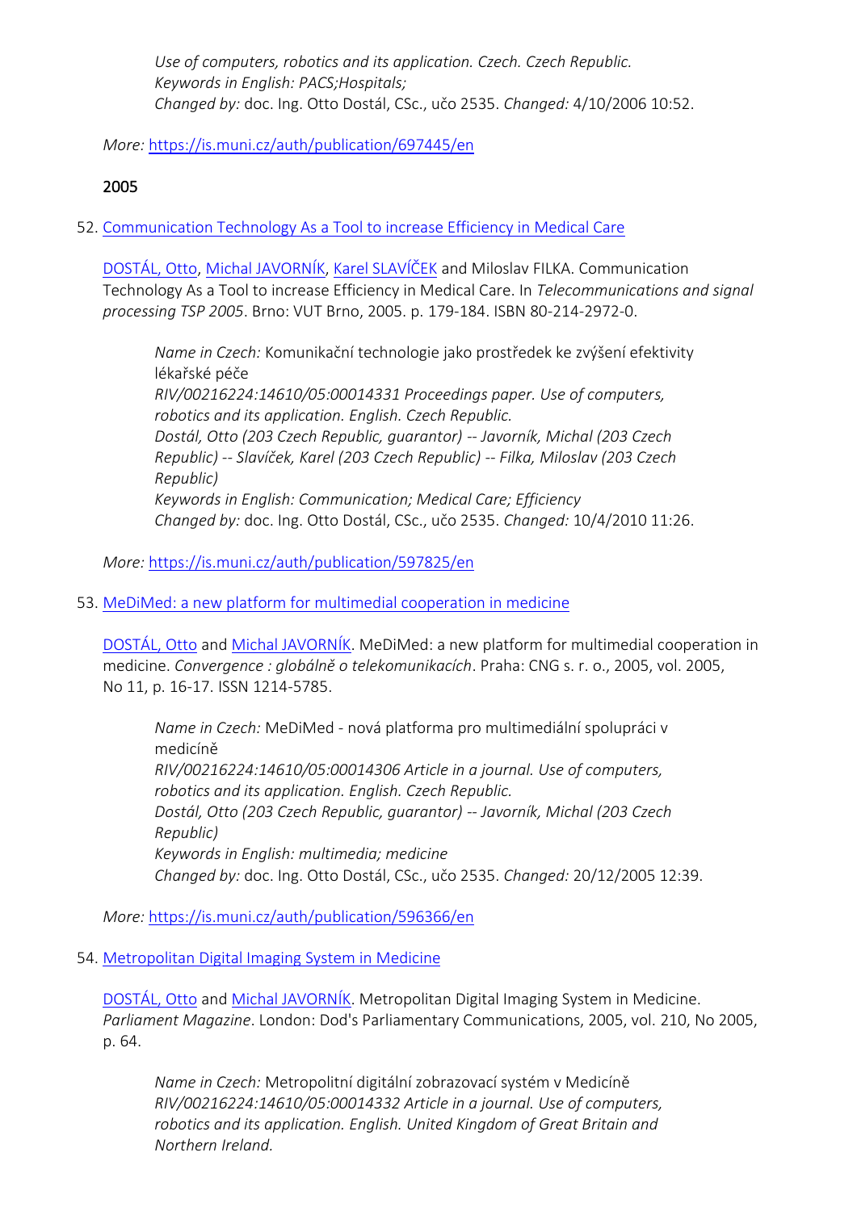*Use of computers, robotics and its application. Czech. Czech Republic.*
*Keywords in English: PACS;Hospitals;*
*Changed by:* doc. Ing. Otto Dostál, CSc., učo 2535. *Changed:* 4/10/2006 10:52.

*More:* https://is.muni.cz/auth/publication/697445/en

2005

52. [Communication Technology As a Tool to increase Efficiency in Medical Care](https://is.muni.cz/auth/publication/597825/en)

    DOSTÁL, Otto, Michal JAVORNÍK, Karel SLAVÍČEK and Miloslav FILKA. Communication Technology As a Tool to increase Efficiency in Medical Care. In *Telecommunications and signal processing TSP 2005*. Brno: VUT Brno, 2005. p. 179-184. ISBN 80-214-2972-0.

    > *Name in Czech:* Komunikační technologie jako prostředek ke zvýšení efektivity lékařské péče
    > *RIV/00216224:14610/05:00014331 Proceedings paper. Use of computers, robotics and its application. English. Czech Republic.*
    > *Dostál, Otto (203 Czech Republic, guarantor) -- Javorník, Michal (203 Czech Republic) -- Slavíček, Karel (203 Czech Republic) -- Filka, Miloslav (203 Czech Republic)*
    > *Keywords in English: Communication; Medical Care; Efficiency*
    > *Changed by:* doc. Ing. Otto Dostál, CSc., učo 2535. *Changed:* 10/4/2010 11:26.

    *More:* https://is.muni.cz/auth/publication/597825/en

53. [MeDiMed: a new platform for multimedial cooperation in medicine](https://is.muni.cz/auth/publication/596366/en)

    DOSTÁL, Otto and Michal JAVORNÍK. MeDiMed: a new platform for multimedial cooperation in medicine. *Convergence : globálně o telekomunikacích*. Praha: CNG s. r. o., 2005, vol. 2005, No 11, p. 16-17. ISSN 1214-5785.

    > *Name in Czech:* MeDiMed - nová platforma pro multimediální spolupráci v medicíně
    > *RIV/00216224:14610/05:00014306 Article in a journal. Use of computers, robotics and its application. English. Czech Republic.*
    > *Dostál, Otto (203 Czech Republic, guarantor) -- Javorník, Michal (203 Czech Republic)*
    > *Keywords in English: multimedia; medicine*
    > *Changed by:* doc. Ing. Otto Dostál, CSc., učo 2535. *Changed:* 20/12/2005 12:39.

    *More:* https://is.muni.cz/auth/publication/596366/en

54. Metropolitan Digital Imaging System in Medicine

    DOSTÁL, Otto and Michal JAVORNÍK. Metropolitan Digital Imaging System in Medicine. *Parliament Magazine*. London: Dod's Parliamentary Communications, 2005, vol. 210, No 2005, p. 64.

    > *Name in Czech:* Metropolitní digitální zobrazovací systém v Medicíně
    > *RIV/00216224:14610/05:00014332 Article in a journal. Use of computers, robotics and its application. English. United Kingdom of Great Britain and Northern Ireland.*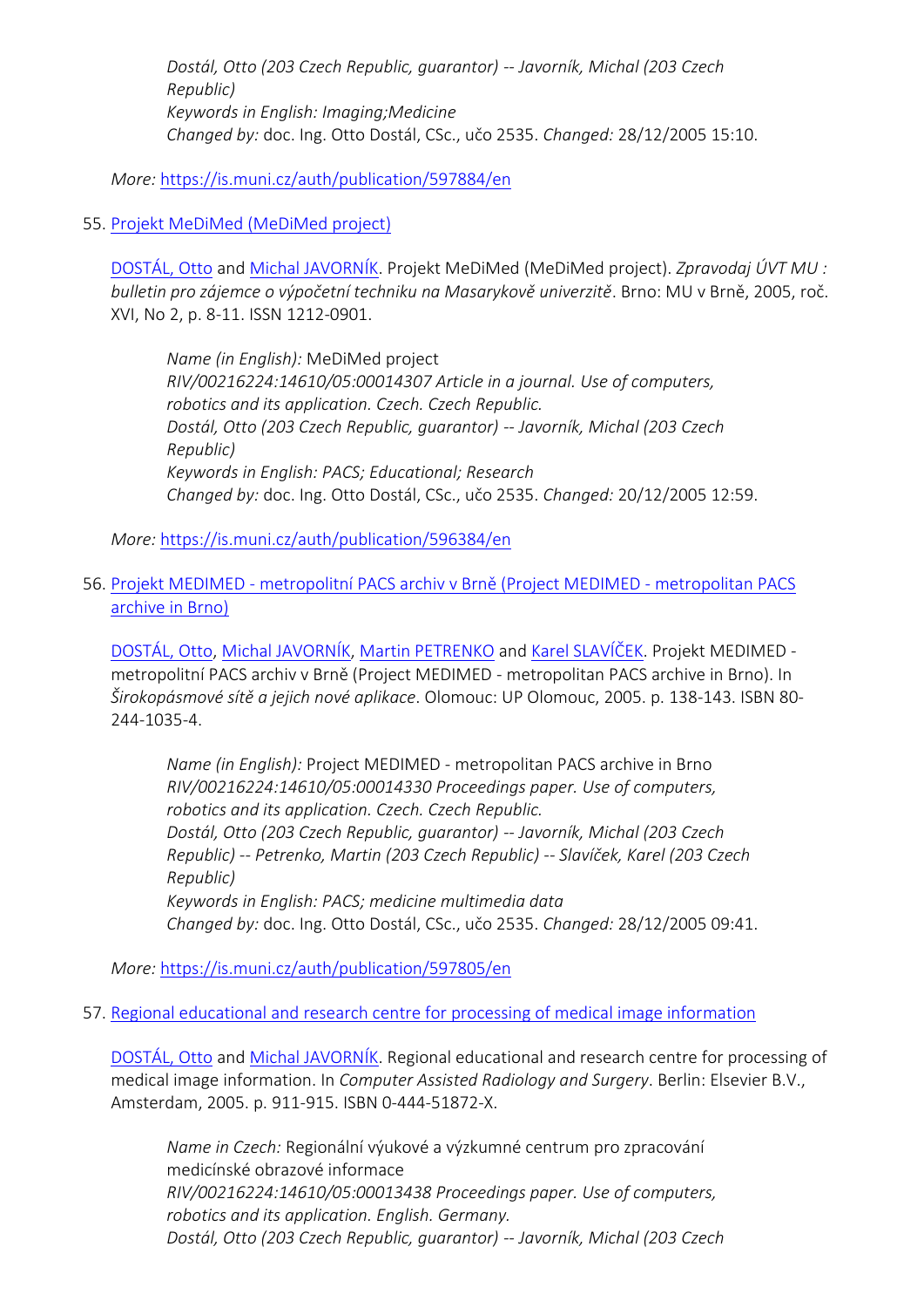*Dostál, Otto (203 Czech Republic, guarantor) -- Javorník, Michal (203 Czech Republic)*
*Keywords in English: Imaging;Medicine*
*Changed by:* doc. Ing. Otto Dostál, CSc., učo 2535. *Changed:* 28/12/2005 15:10.

*More:* https://is.muni.cz/auth/publication/597884/en

55. [Projekt MeDiMed (MeDiMed project)](https://is.muni.cz/auth/publication/596384/en)

    [DOSTÁL, Otto]() and [Michal JAVORNÍK](). Projekt MeDiMed (MeDiMed project). *Zpravodaj ÚVT MU : bulletin pro zájemce o výpočetní techniku na Masarykově univerzitě*. Brno: MU v Brně, 2005, roč. XVI, No 2, p. 8-11. ISSN 1212-0901.

    > *Name (in English):* MeDiMed project
    > *RIV/00216224:14610/05:00014307 Article in a journal. Use of computers, robotics and its application. Czech. Czech Republic.*
    > *Dostál, Otto (203 Czech Republic, guarantor) -- Javorník, Michal (203 Czech Republic)*
    > *Keywords in English: PACS; Educational; Research*
    > *Changed by:* doc. Ing. Otto Dostál, CSc., učo 2535. *Changed:* 20/12/2005 12:59.

    *More:* https://is.muni.cz/auth/publication/596384/en

56. [Projekt MEDIMED - metropolitní PACS archiv v Brně (Project MEDIMED - metropolitan PACS archive in Brno)](https://is.muni.cz/auth/publication/597805/en)

    [DOSTÁL, Otto](), [Michal JAVORNÍK](), [Martin PETRENKO]() and [Karel SLAVÍČEK](). Projekt MEDIMED - metropolitní PACS archiv v Brně (Project MEDIMED - metropolitan PACS archive in Brno). In *Širokopásmové sítě a jejich nové aplikace*. Olomouc: UP Olomouc, 2005. p. 138-143. ISBN 80-244-1035-4.

    > *Name (in English):* Project MEDIMED - metropolitan PACS archive in Brno
    > *RIV/00216224:14610/05:00014330 Proceedings paper. Use of computers, robotics and its application. Czech. Czech Republic.*
    > *Dostál, Otto (203 Czech Republic, guarantor) -- Javorník, Michal (203 Czech Republic) -- Petrenko, Martin (203 Czech Republic) -- Slavíček, Karel (203 Czech Republic)*
    > *Keywords in English: PACS; medicine multimedia data*
    > *Changed by:* doc. Ing. Otto Dostál, CSc., učo 2535. *Changed:* 28/12/2005 09:41.

    *More:* https://is.muni.cz/auth/publication/597805/en

57. [Regional educational and research centre for processing of medical image information]()

    [DOSTÁL, Otto]() and [Michal JAVORNÍK](). Regional educational and research centre for processing of medical image information. In *Computer Assisted Radiology and Surgery*. Berlin: Elsevier B.V., Amsterdam, 2005. p. 911-915. ISBN 0-444-51872-X.

    > *Name in Czech:* Regionální výukové a výzkumné centrum pro zpracování medicínské obrazové informace
    > *RIV/00216224:14610/05:00013438 Proceedings paper. Use of computers, robotics and its application. English. Germany.*
    > *Dostál, Otto (203 Czech Republic, guarantor) -- Javorník, Michal (203 Czech*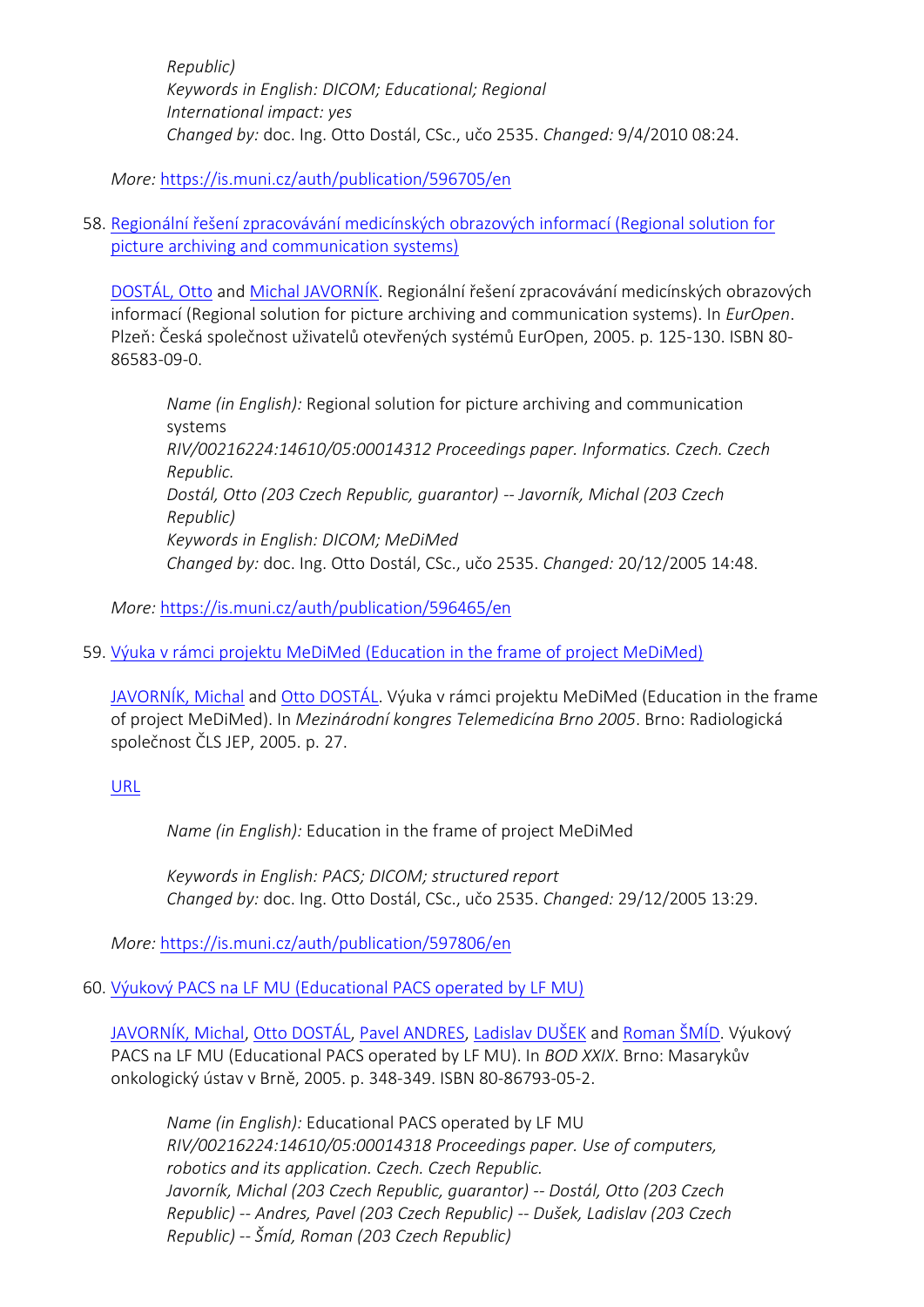*Republic)*
*Keywords in English: DICOM; Educational; Regional*
*International impact: yes*
*Changed by:* doc. Ing. Otto Dostál, CSc., učo 2535. *Changed:* 9/4/2010 08:24.

*More:* https://is.muni.cz/auth/publication/596705/en

58. Regionální řešení zpracovávání medicínských obrazových informací (Regional solution for picture archiving and communication systems)

    DOSTÁL, Otto and Michal JAVORNÍK. Regionální řešení zpracovávání medicínských obrazových informací (Regional solution for picture archiving and communication systems). In *EurOpen*. Plzeň: Česká společnost uživatelů otevřených systémů EurOpen, 2005. p. 125-130. ISBN 80-86583-09-0.

    *Name (in English):* Regional solution for picture archiving and communication systems
    *RIV/00216224:14610/05:00014312 Proceedings paper. Informatics. Czech. Czech Republic.*
    *Dostál, Otto (203 Czech Republic, guarantor) -- Javorník, Michal (203 Czech Republic)*
    *Keywords in English: DICOM; MeDiMed*
    *Changed by:* doc. Ing. Otto Dostál, CSc., učo 2535. *Changed:* 20/12/2005 14:48.

    *More:* https://is.muni.cz/auth/publication/596465/en

59. Výuka v rámci projektu MeDiMed (Education in the frame of project MeDiMed)

    JAVORNÍK, Michal and Otto DOSTÁL. Výuka v rámci projektu MeDiMed (Education in the frame of project MeDiMed). In *Mezinárodní kongres Telemedicína Brno 2005*. Brno: Radiologická společnost ČLS JEP, 2005. p. 27.

    URL

    *Name (in English):* Education in the frame of project MeDiMed

    *Keywords in English: PACS; DICOM; structured report*
    *Changed by:* doc. Ing. Otto Dostál, CSc., učo 2535. *Changed:* 29/12/2005 13:29.

    *More:* https://is.muni.cz/auth/publication/597806/en

60. Výukový PACS na LF MU (Educational PACS operated by LF MU)

    JAVORNÍK, Michal, Otto DOSTÁL, Pavel ANDRES, Ladislav DUŠEK and Roman ŠMÍD. Výukový PACS na LF MU (Educational PACS operated by LF MU). In *BOD XXIX*. Brno: Masarykův onkologický ústav v Brně, 2005. p. 348-349. ISBN 80-86793-05-2.

    *Name (in English):* Educational PACS operated by LF MU
    *RIV/00216224:14610/05:00014318 Proceedings paper. Use of computers, robotics and its application. Czech. Czech Republic.*
    *Javorník, Michal (203 Czech Republic, guarantor) -- Dostál, Otto (203 Czech Republic) -- Andres, Pavel (203 Czech Republic) -- Dušek, Ladislav (203 Czech Republic) -- Šmíd, Roman (203 Czech Republic)*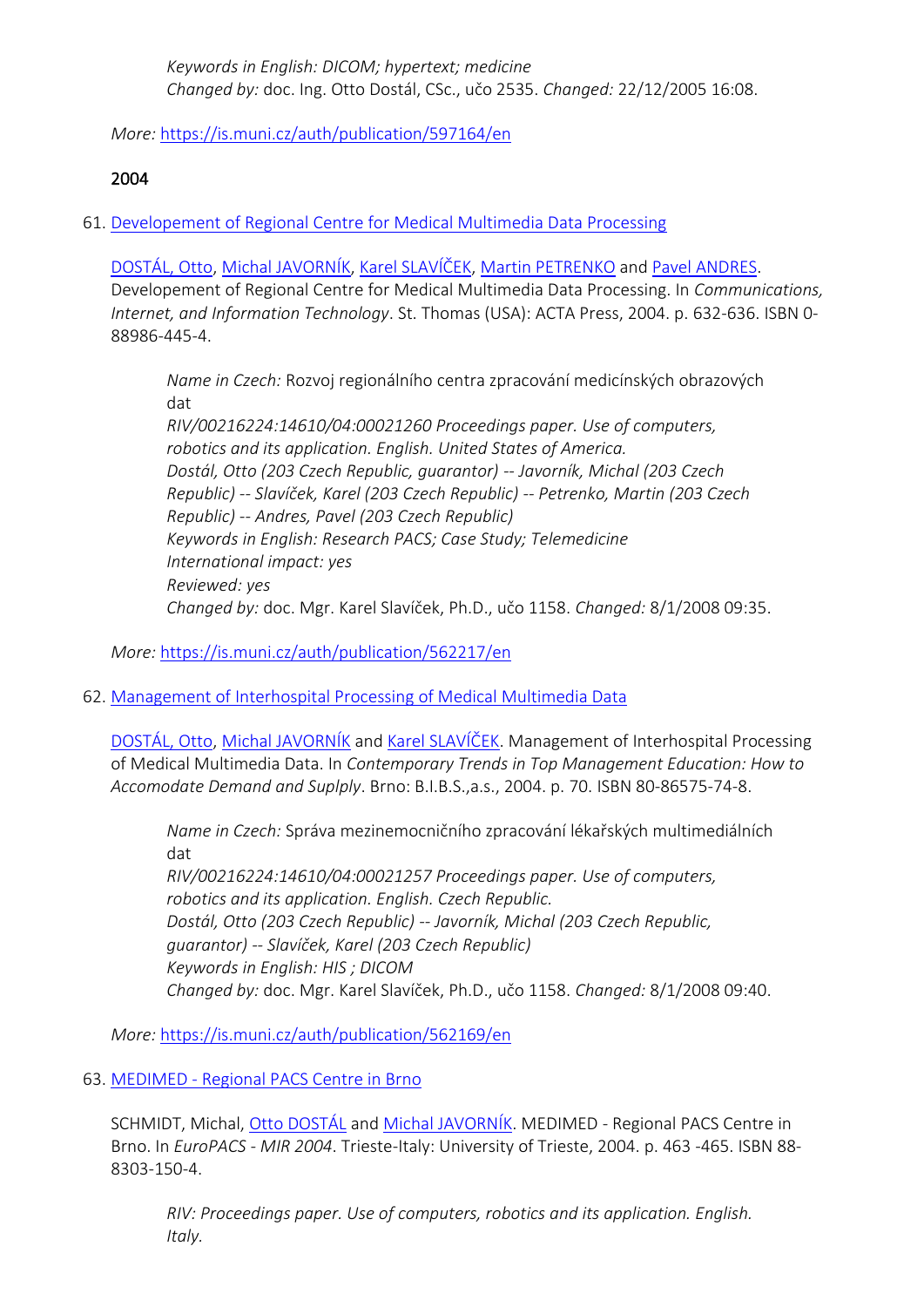*Keywords in English:* *DICOM; hypertext; medicine*
*Changed by:* doc. Ing. Otto Dostál, CSc., učo 2535. *Changed:* 22/12/2005 16:08.

*More:* https://is.muni.cz/auth/publication/597164/en

2004

61. [Developement of Regional Centre for Medical Multimedia Data Processing](https://is.muni.cz/auth/publication/562217/en)

    DOSTÁL, Otto, Michal JAVORNÍK, Karel SLAVÍČEK, Martin PETRENKO and Pavel ANDRES. Developement of Regional Centre for Medical Multimedia Data Processing. In *Communications, Internet, and Information Technology*. St. Thomas (USA): ACTA Press, 2004. p. 632-636. ISBN 0-88986-445-4.

    > *Name in Czech:* Rozvoj regionálního centra zpracování medicínských obrazových dat
    > *RIV/00216224:14610/04:00021260 Proceedings paper. Use of computers, robotics and its application. English. United States of America.*
    > *Dostál, Otto (203 Czech Republic, guarantor) -- Javorník, Michal (203 Czech Republic) -- Slavíček, Karel (203 Czech Republic) -- Petrenko, Martin (203 Czech Republic) -- Andres, Pavel (203 Czech Republic)*
    > *Keywords in English: Research PACS; Case Study; Telemedicine*
    > *International impact: yes*
    > *Reviewed: yes*
    > *Changed by:* doc. Mgr. Karel Slavíček, Ph.D., učo 1158. *Changed:* 8/1/2008 09:35.

    *More:* https://is.muni.cz/auth/publication/562217/en

62. [Management of Interhospital Processing of Medical Multimedia Data](https://is.muni.cz/auth/publication/562169/en)

    DOSTÁL, Otto, Michal JAVORNÍK and Karel SLAVÍČEK. Management of Interhospital Processing of Medical Multimedia Data. In *Contemporary Trends in Top Management Education: How to Accomodate Demand and Suplply*. Brno: B.I.B.S.,a.s., 2004. p. 70. ISBN 80-86575-74-8.

    > *Name in Czech:* Správa mezinemocničního zpracování lékařských multimediálních dat
    > *RIV/00216224:14610/04:00021257 Proceedings paper. Use of computers, robotics and its application. English. Czech Republic.*
    > *Dostál, Otto (203 Czech Republic) -- Javorník, Michal (203 Czech Republic, guarantor) -- Slavíček, Karel (203 Czech Republic)*
    > *Keywords in English: HIS ; DICOM*
    > *Changed by:* doc. Mgr. Karel Slavíček, Ph.D., učo 1158. *Changed:* 8/1/2008 09:40.

    *More:* https://is.muni.cz/auth/publication/562169/en

63. MEDIMED - Regional PACS Centre in Brno

    SCHMIDT, Michal, Otto DOSTÁL and Michal JAVORNÍK. MEDIMED - Regional PACS Centre in Brno. In *EuroPACS - MIR 2004*. Trieste-Italy: University of Trieste, 2004. p. 463 -465. ISBN 88-8303-150-4.

    > *RIV: Proceedings paper. Use of computers, robotics and its application. English. Italy.*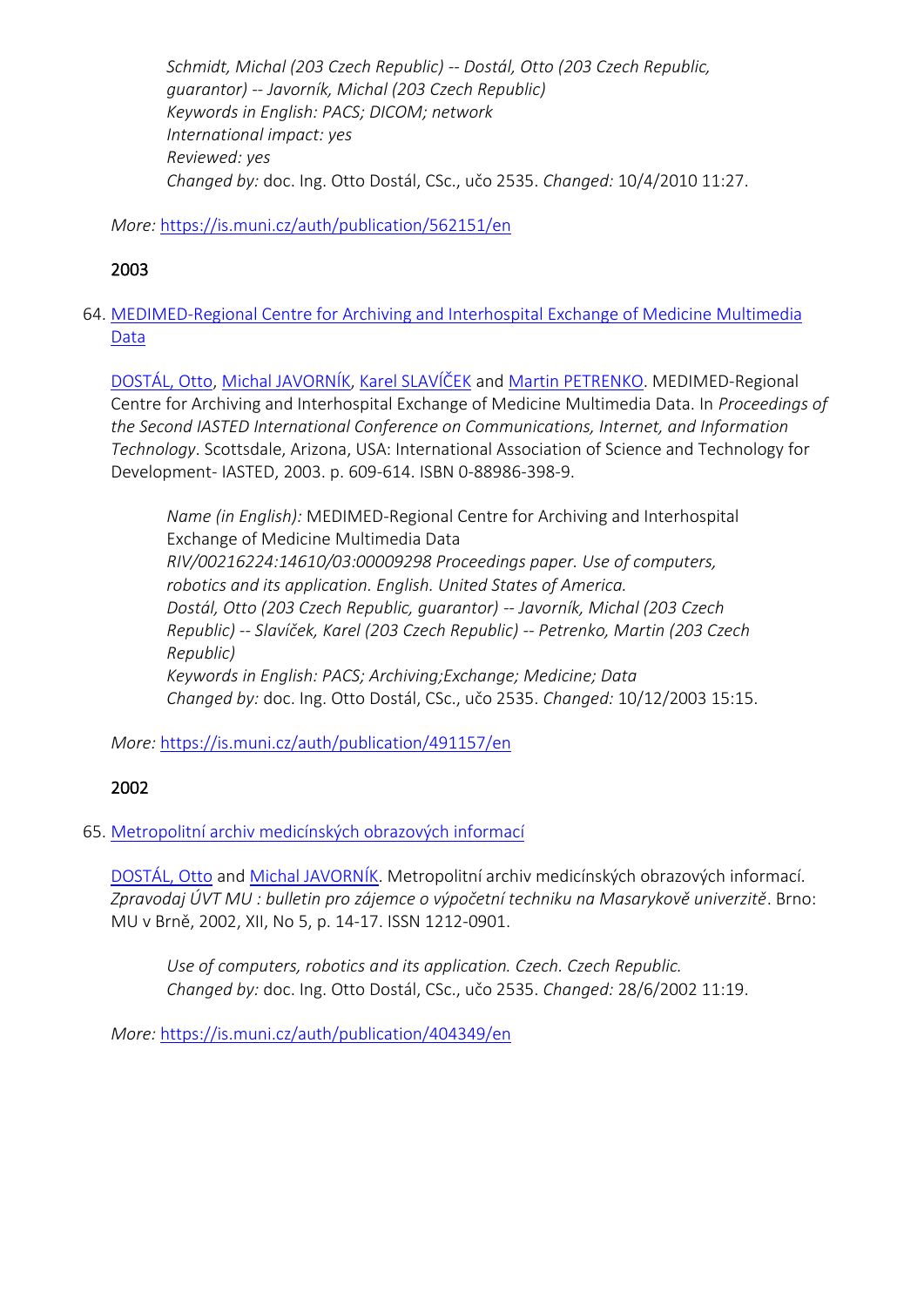*Schmidt, Michal (203 Czech Republic) -- Dostál, Otto (203 Czech Republic, guarantor) -- Javorník, Michal (203 Czech Republic)*
*Keywords in English: PACS; DICOM; network*
*International impact: yes*
*Reviewed: yes*
*Changed by:* doc. Ing. Otto Dostál, CSc., učo 2535. *Changed:* 10/4/2010 11:27.

*More:* [https://is.muni.cz/auth/publication/562151/en](https://is.muni.cz/auth/publication/562151/en)

## 2003

64. [MEDIMED-Regional Centre for Archiving and Interhospital Exchange of Medicine Multimedia Data](https://is.muni.cz/auth/publication/491157/en)

[DOSTÁL, Otto](), [Michal JAVORNÍK](), [Karel SLAVÍČEK]() and [Martin PETRENKO](). MEDIMED-Regional Centre for Archiving and Interhospital Exchange of Medicine Multimedia Data. In *Proceedings of the Second IASTED International Conference on Communications, Internet, and Information Technology*. Scottsdale, Arizona, USA: International Association of Science and Technology for Development- IASTED, 2003. p. 609-614. ISBN 0-88986-398-9.

*Name (in English):* MEDIMED-Regional Centre for Archiving and Interhospital Exchange of Medicine Multimedia Data
*RIV/00216224:14610/03:00009298 Proceedings paper. Use of computers, robotics and its application. English. United States of America.*
*Dostál, Otto (203 Czech Republic, guarantor) -- Javorník, Michal (203 Czech Republic) -- Slavíček, Karel (203 Czech Republic) -- Petrenko, Martin (203 Czech Republic)*
*Keywords in English: PACS; Archiving;Exchange; Medicine; Data*
*Changed by:* doc. Ing. Otto Dostál, CSc., učo 2535. *Changed:* 10/12/2003 15:15.

*More:* [https://is.muni.cz/auth/publication/491157/en](https://is.muni.cz/auth/publication/491157/en)

## 2002

65. [Metropolitní archiv medicínských obrazových informací](https://is.muni.cz/auth/publication/404349/en)

[DOSTÁL, Otto]() and [Michal JAVORNÍK](). Metropolitní archiv medicínských obrazových informací. *Zpravodaj ÚVT MU : bulletin pro zájemce o výpočetní techniku na Masarykově univerzitě*. Brno: MU v Brně, 2002, XII, No 5, p. 14-17. ISSN 1212-0901.

*Use of computers, robotics and its application. Czech. Czech Republic.*
*Changed by:* doc. Ing. Otto Dostál, CSc., učo 2535. *Changed:* 28/6/2002 11:19.

*More:* [https://is.muni.cz/auth/publication/404349/en](https://is.muni.cz/auth/publication/404349/en)